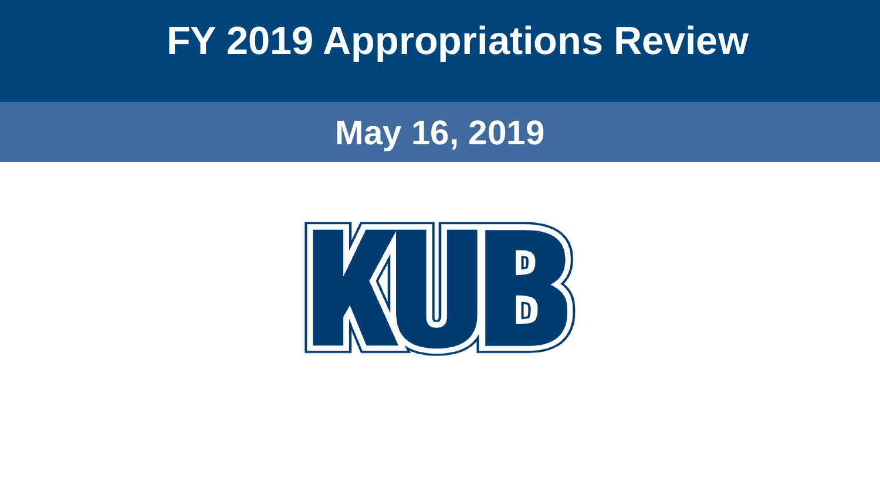# FY 2019 Appropriations Review

## May 16, 2019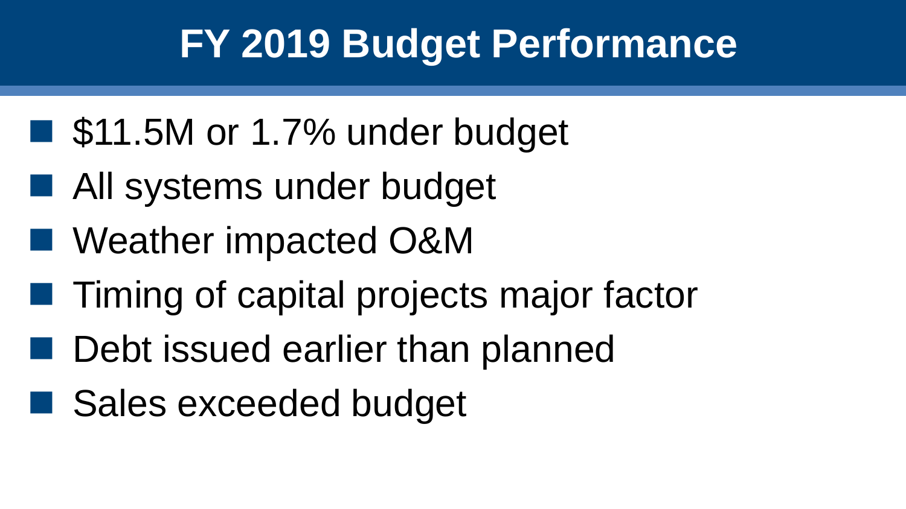# FY 2019 Budget Performance

- $11.5M or 1.7% under budget
- All systems under budget
- Weather impacted O&M
- Timing of capital projects major factor
- Debt issued earlier than planned
- Sales exceeded budget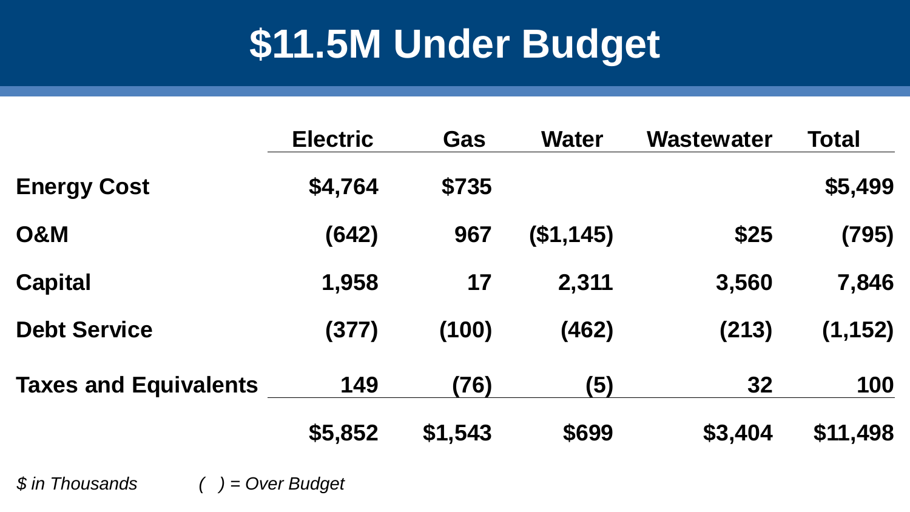# $11.5M Under Budget

| | Electric | Gas | Water | Wastewater | Total |
|---|---|---|---|---|---|
| **Energy Cost** | $4,764 | $735 | | | $5,499 |
| **O&M** | (642) | 967 | ($1,145) | $25 | (795) |
| **Capital** | 1,958 | 17 | 2,311 | 3,560 | 7,846 |
| **Debt Service** | (377) | (100) | (462) | (213) | (1,152) |
| **Taxes and Equivalents** | 149 | (76) | (5) | 32 | 100 |
| | $5,852 | $1,543 | $699 | $3,404 | $11,498 |

*$ in Thousands* *( ) = Over Budget*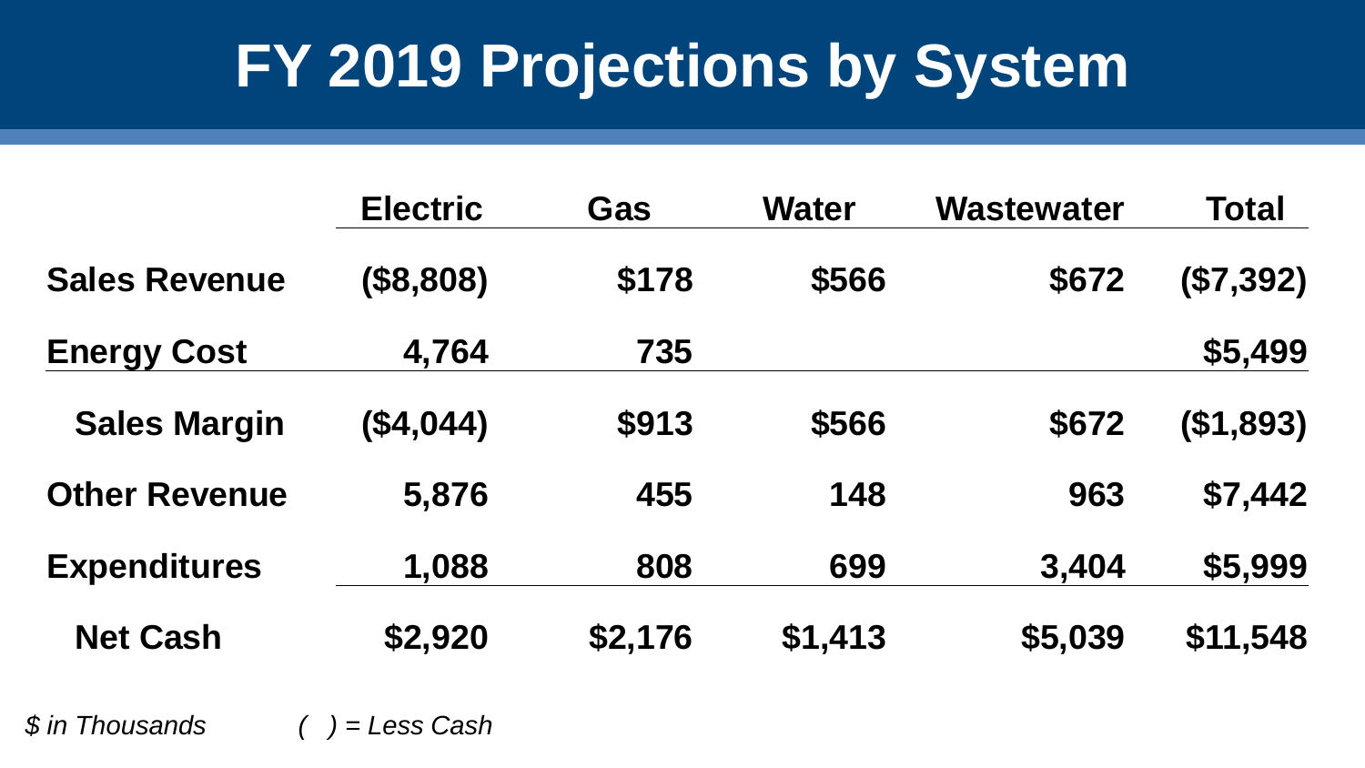# FY 2019 Projections by System

| | Electric | Gas | Water | Wastewater | Total |
|---|---|---|---|---|---|
| **Sales Revenue** | **($8,808)** | **$178** | **$566** | **$672** | **($7,392)** |
| **Energy Cost** | **4,764** | **735** | | | **$5,499** |
| **Sales Margin** | **($4,044)** | **$913** | **$566** | **$672** | **($1,893)** |
| **Other Revenue** | **5,876** | **455** | **148** | **963** | **$7,442** |
| **Expenditures** | **1,088** | **808** | **699** | **3,404** | **$5,999** |
| **Net Cash** | **$2,920** | **$2,176** | **$1,413** | **$5,039** | **$11,548** |

*$ in Thousands* *( ) = Less Cash*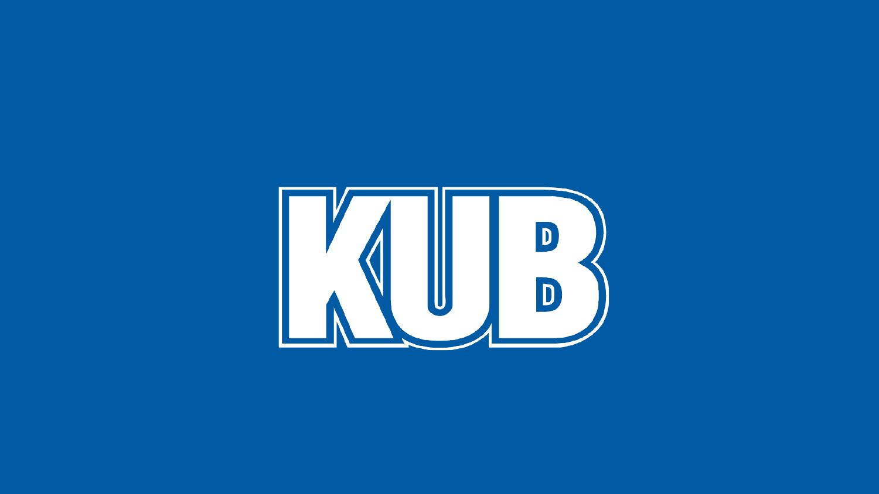KUB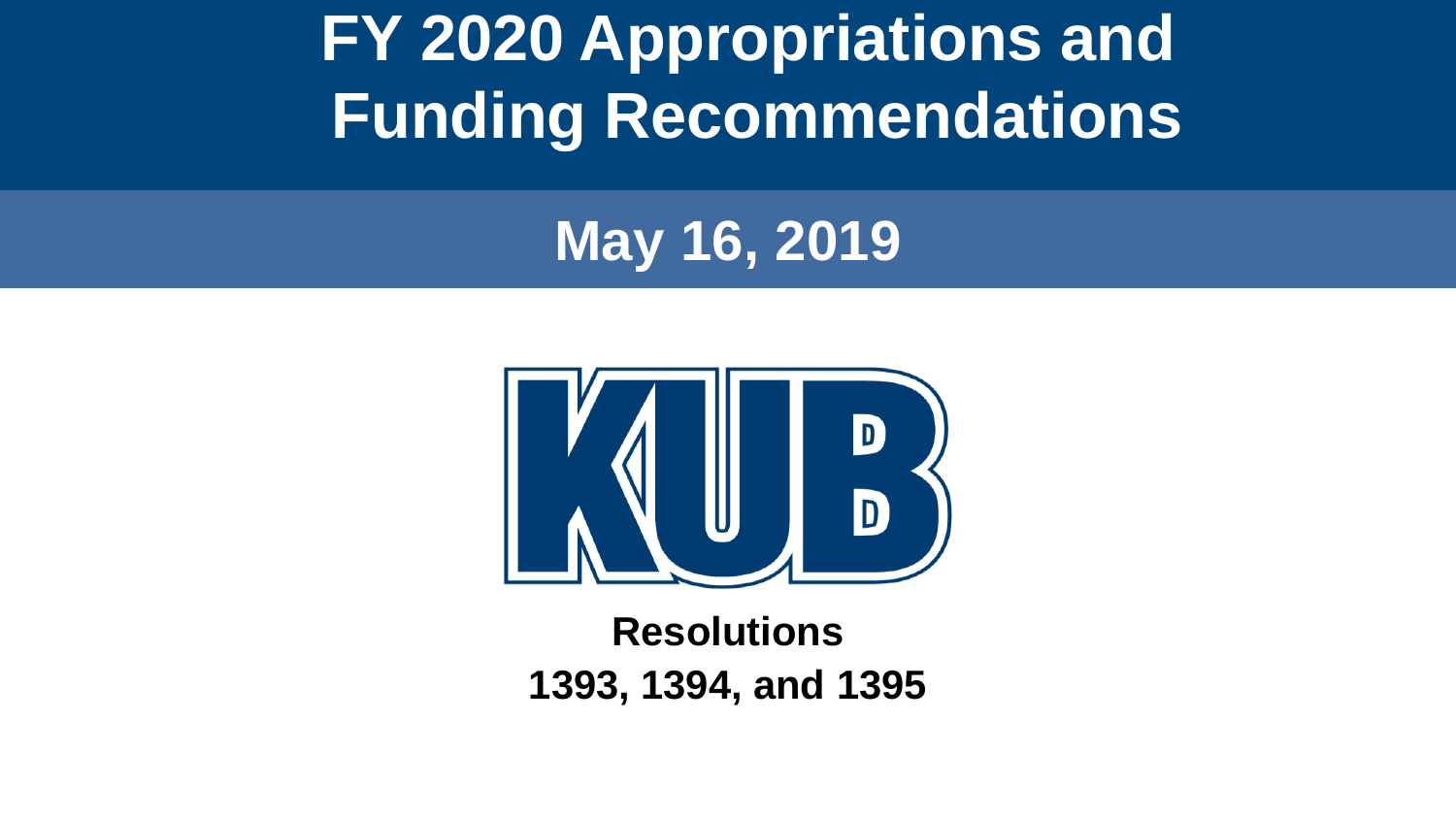# FY 2020 Appropriations and Funding Recommendations

## May 16, 2019

KUB

**Resolutions**
**1393, 1394, and 1395**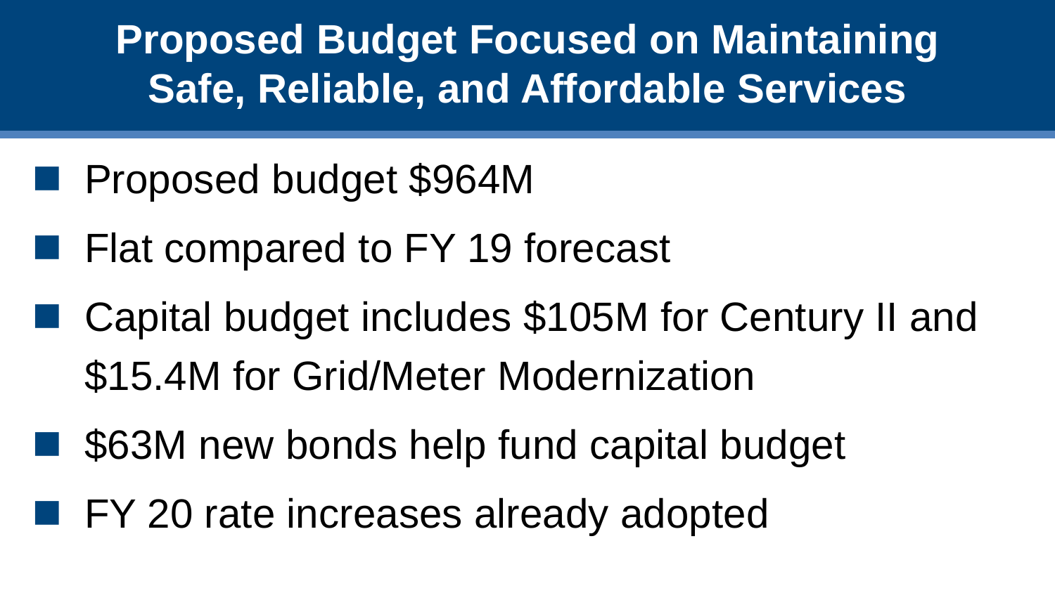# Proposed Budget Focused on Maintaining Safe, Reliable, and Affordable Services

- Proposed budget $964M
- Flat compared to FY 19 forecast
- Capital budget includes $105M for Century II and $15.4M for Grid/Meter Modernization
- $63M new bonds help fund capital budget
- FY 20 rate increases already adopted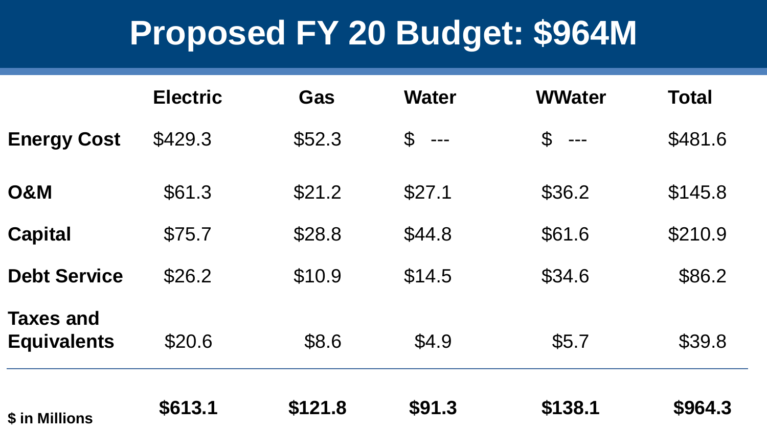# Proposed FY 20 Budget: $964M

| | Electric | Gas | Water | WWater | Total |
|---|---|---|---|---|---|
| **Energy Cost** | $429.3 | $52.3 | $ --- | $ --- | $481.6 |
| **O&M** | $61.3 | $21.2 | $27.1 | $36.2 | $145.8 |
| **Capital** | $75.7 | $28.8 | $44.8 | $61.6 | $210.9 |
| **Debt Service** | $26.2 | $10.9 | $14.5 | $34.6 | $86.2 |
| **Taxes and Equivalents** | $20.6 | $8.6 | $4.9 | $5.7 | $39.8 |
| **$ in Millions** | **$613.1** | **$121.8** | **$91.3** | **$138.1** | **$964.3** |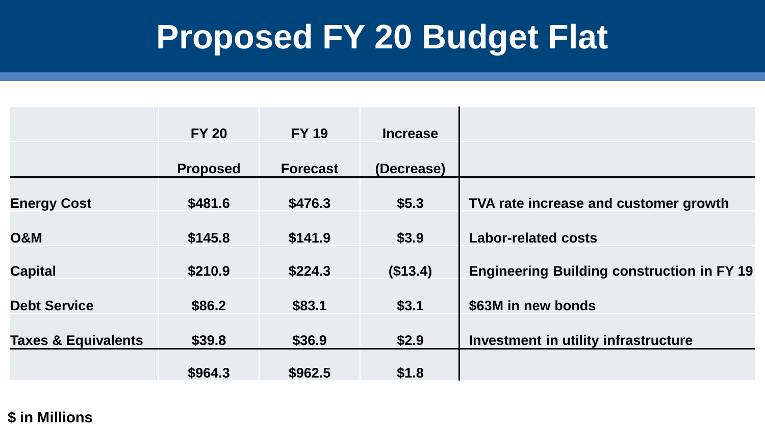# Proposed FY 20 Budget Flat

| | FY 20 Proposed | FY 19 Forecast | Increase (Decrease) | |
|---|---|---|---|---|
| **Energy Cost** | $481.6 | $476.3 | $5.3 | TVA rate increase and customer growth |
| **O&M** | $145.8 | $141.9 | $3.9 | Labor-related costs |
| **Capital** | $210.9 | $224.3 | ($13.4) | Engineering Building construction in FY 19 |
| **Debt Service** | $86.2 | $83.1 | $3.1 | $63M in new bonds |
| **Taxes & Equivalents** | $39.8 | $36.9 | $2.9 | Investment in utility infrastructure |
| | $964.3 | $962.5 | $1.8 | |

**$ in Millions**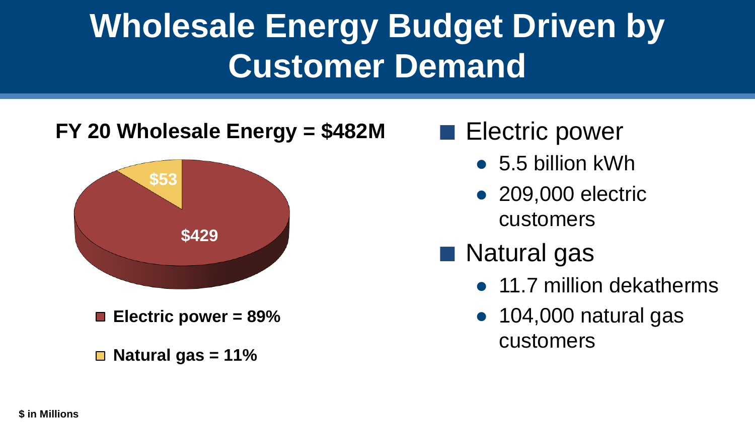# Wholesale Energy Budget Driven by Customer Demand

**FY 20 Wholesale Energy = $482M**

$53

$429

- **Electric power = 89%**
- **Natural gas = 11%**

- Electric power
  - 5.5 billion kWh
  - 209,000 electric customers
- Natural gas
  - 11.7 million dekatherms
  - 104,000 natural gas customers

**$ in Millions**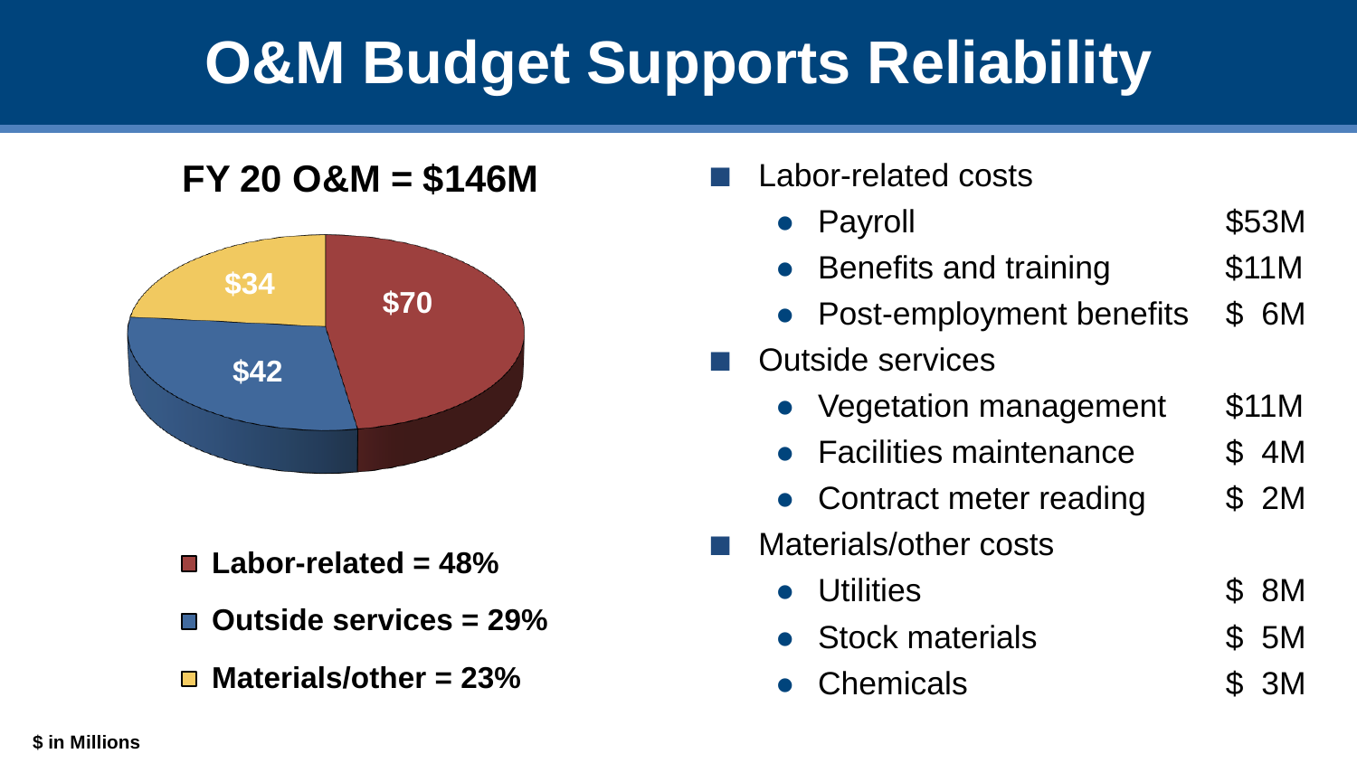# O&M Budget Supports Reliability

**FY 20 O&M = $146M**

$70

$42

$34

- **Labor-related = 48%**
- **Outside services = 29%**
- **Materials/other = 23%**

- Labor-related costs
  - Payroll $53M
  - Benefits and training $11M
  - Post-employment benefits $ 6M
- Outside services
  - Vegetation management $11M
  - Facilities maintenance $ 4M
  - Contract meter reading $ 2M
- Materials/other costs
  - Utilities $ 8M
  - Stock materials $ 5M
  - Chemicals $ 3M

**$ in Millions**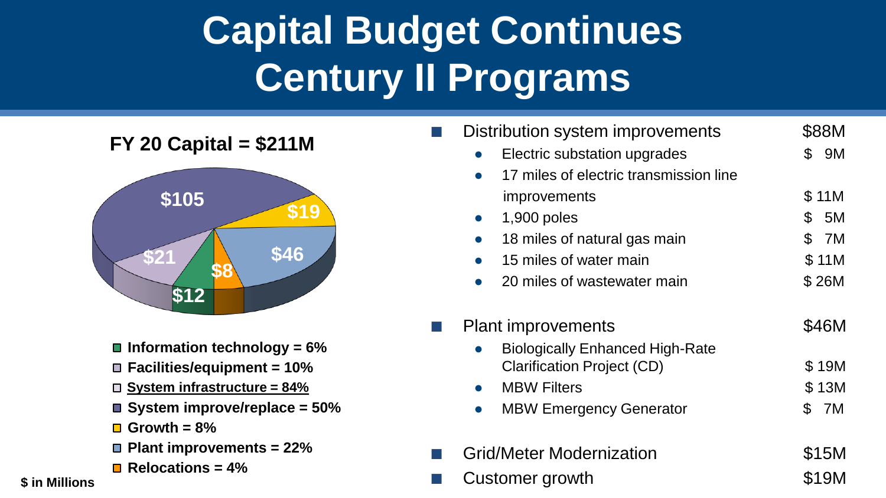# Capital Budget Continues Century II Programs

**FY 20 Capital = $211M**

$105, $19, $46, $8, $12, $21

- **Information technology = 6%**
- **Facilities/equipment = 10%**
- **System infrastructure = 84%**
- **System improve/replace = 50%**
- **Growth = 8%**
- **Plant improvements = 22%**
- **Relocations = 4%**

**$ in Millions**

| Item | Amount |
|---|---|
| Distribution system improvements | $88M |
| • Electric substation upgrades | $ 9M |
| • 17 miles of electric transmission line improvements | $ 11M |
| • 1,900 poles | $ 5M |
| • 18 miles of natural gas main | $ 7M |
| • 15 miles of water main | $ 11M |
| • 20 miles of wastewater main | $ 26M |
| Plant improvements | $46M |
| • Biologically Enhanced High-Rate Clarification Project (CD) | $ 19M |
| • MBW Filters | $ 13M |
| • MBW Emergency Generator | $ 7M |
| Grid/Meter Modernization | $15M |
| Customer growth | $19M |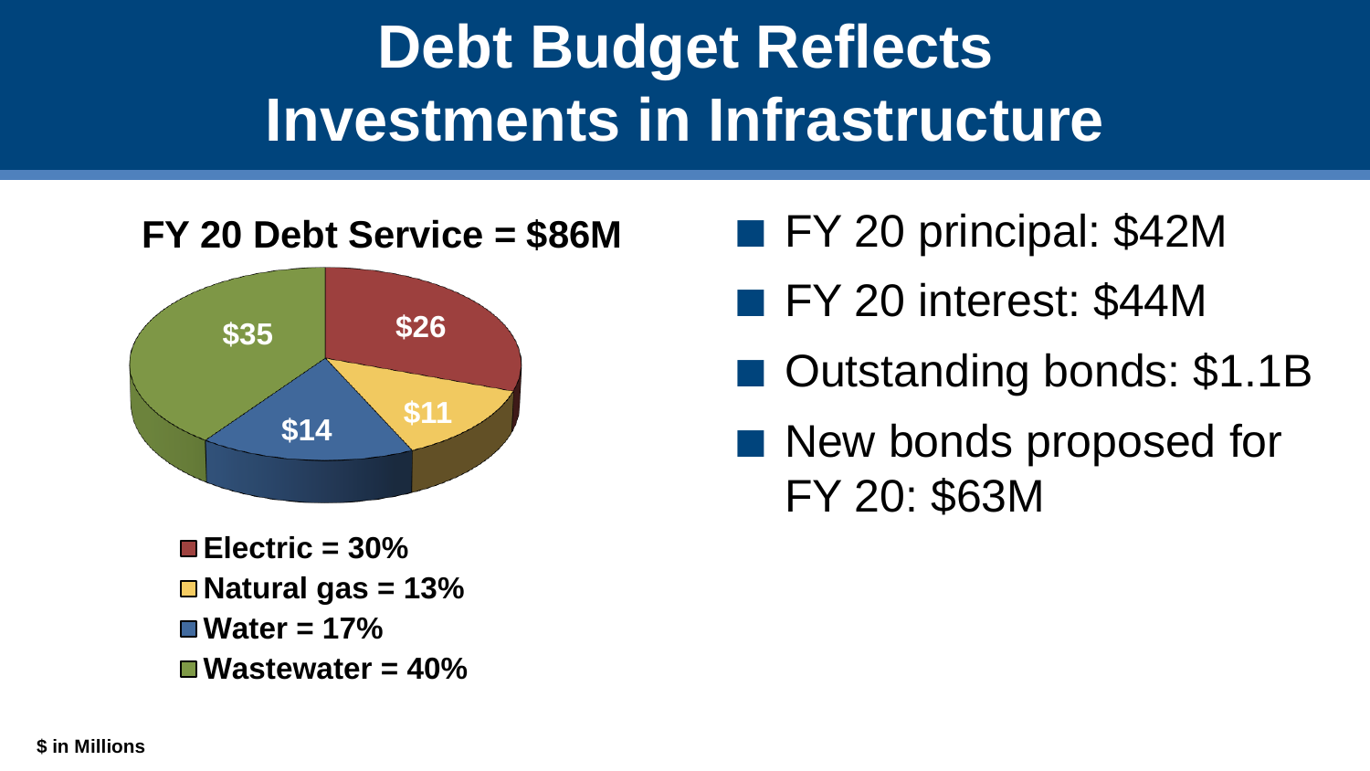# Debt Budget Reflects Investments in Infrastructure

**FY 20 Debt Service = $86M**

| Category | Amount | Share |
|---|---|---|
| Electric | $26 | 30% |
| Natural gas | $11 | 13% |
| Water | $14 | 17% |
| Wastewater | $35 | 40% |

- FY 20 principal: $42M
- FY 20 interest: $44M
- Outstanding bonds: $1.1B
- New bonds proposed for FY 20: $63M

**$ in Millions**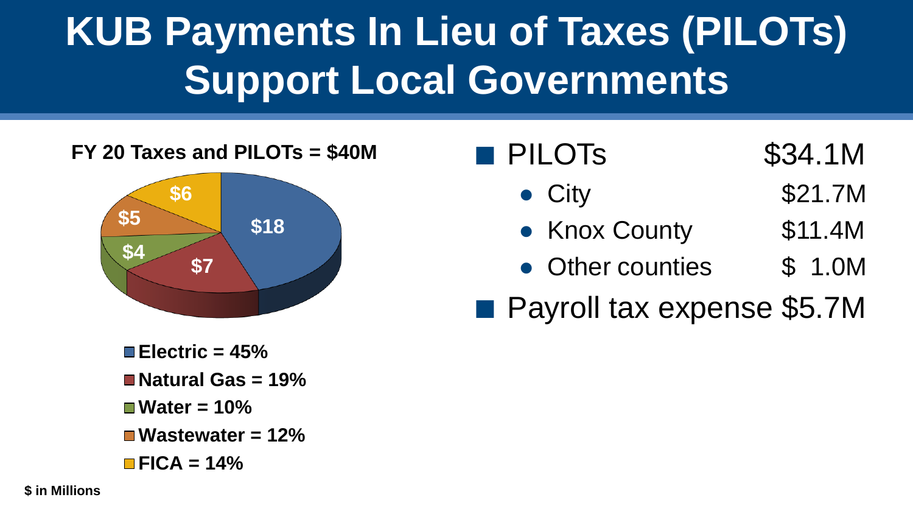# KUB Payments In Lieu of Taxes (PILOTs) Support Local Governments

**FY 20 Taxes and PILOTs = $40M**

| Category | Amount | Percent |
|---|---|---|
| Electric | $18 | 45% |
| Natural Gas | $7 | 19% |
| Water | $4 | 10% |
| Wastewater | $5 | 12% |
| FICA | $6 | 14% |

**$ in Millions**

- PILOTs $34.1M
  - City $21.7M
  - Knox County $11.4M
  - Other counties $ 1.0M
- Payroll tax expense $5.7M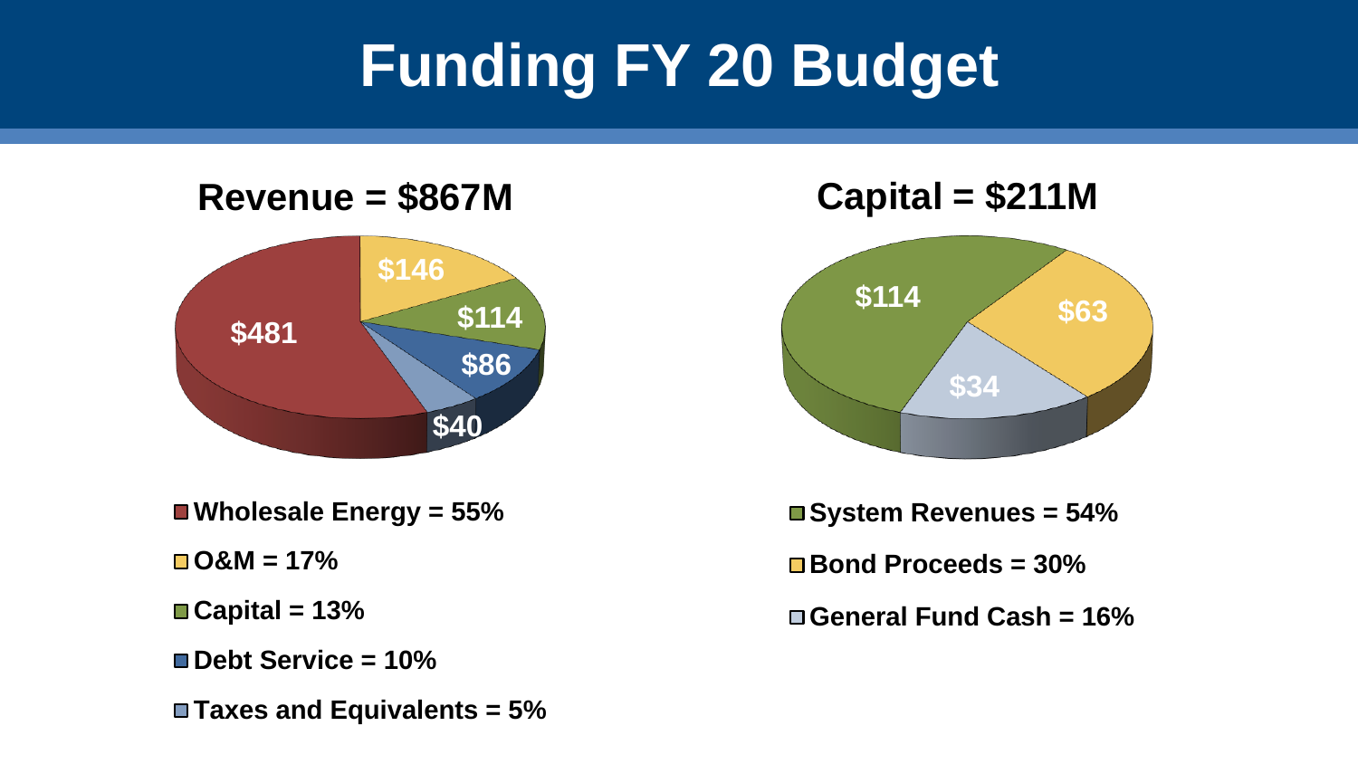# Funding FY 20 Budget

## Revenue = $867M

$481

$146

$114

$86

$40

- Wholesale Energy = 55%
- O&M = 17%
- Capital = 13%
- Debt Service = 10%
- Taxes and Equivalents = 5%

## Capital = $211M

$114

$63

$34

- System Revenues = 54%
- Bond Proceeds = 30%
- General Fund Cash = 16%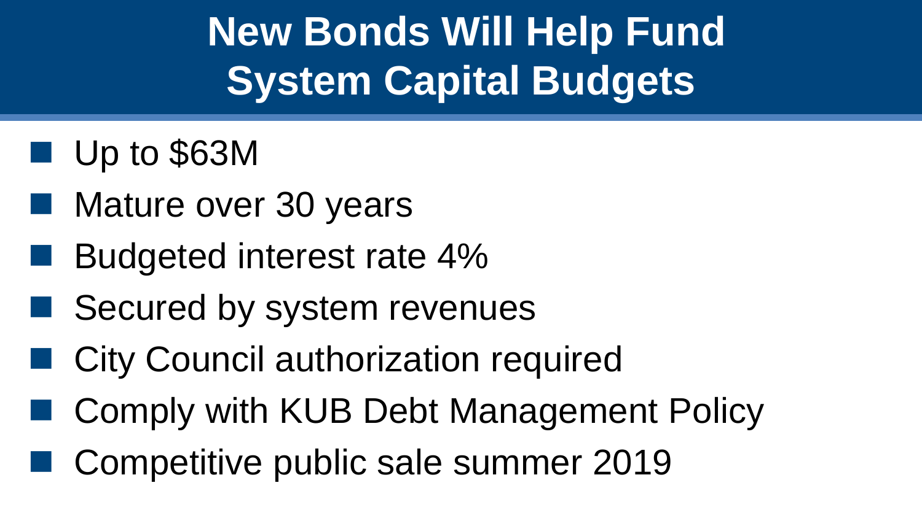# New Bonds Will Help Fund System Capital Budgets

- Up to $63M
- Mature over 30 years
- Budgeted interest rate 4%
- Secured by system revenues
- City Council authorization required
- Comply with KUB Debt Management Policy
- Competitive public sale summer 2019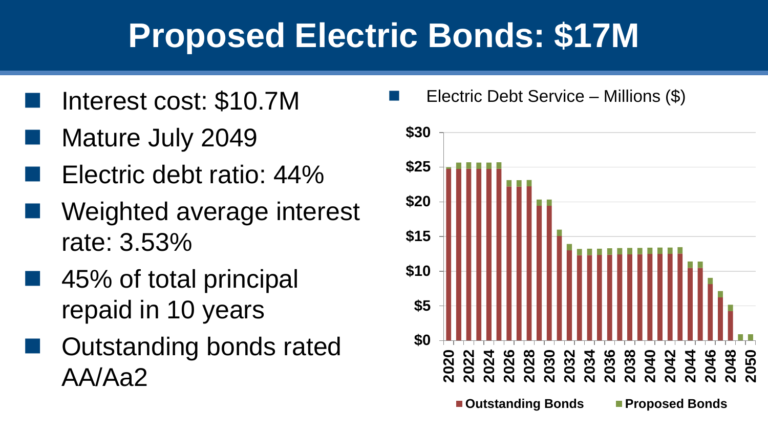# Proposed Electric Bonds: $17M

- Interest cost: $10.7M
- Mature July 2049
- Electric debt ratio: 44%
- Weighted average interest rate: 3.53%
- 45% of total principal repaid in 10 years
- Outstanding bonds rated AA/Aa2

- Electric Debt Service – Millions ($)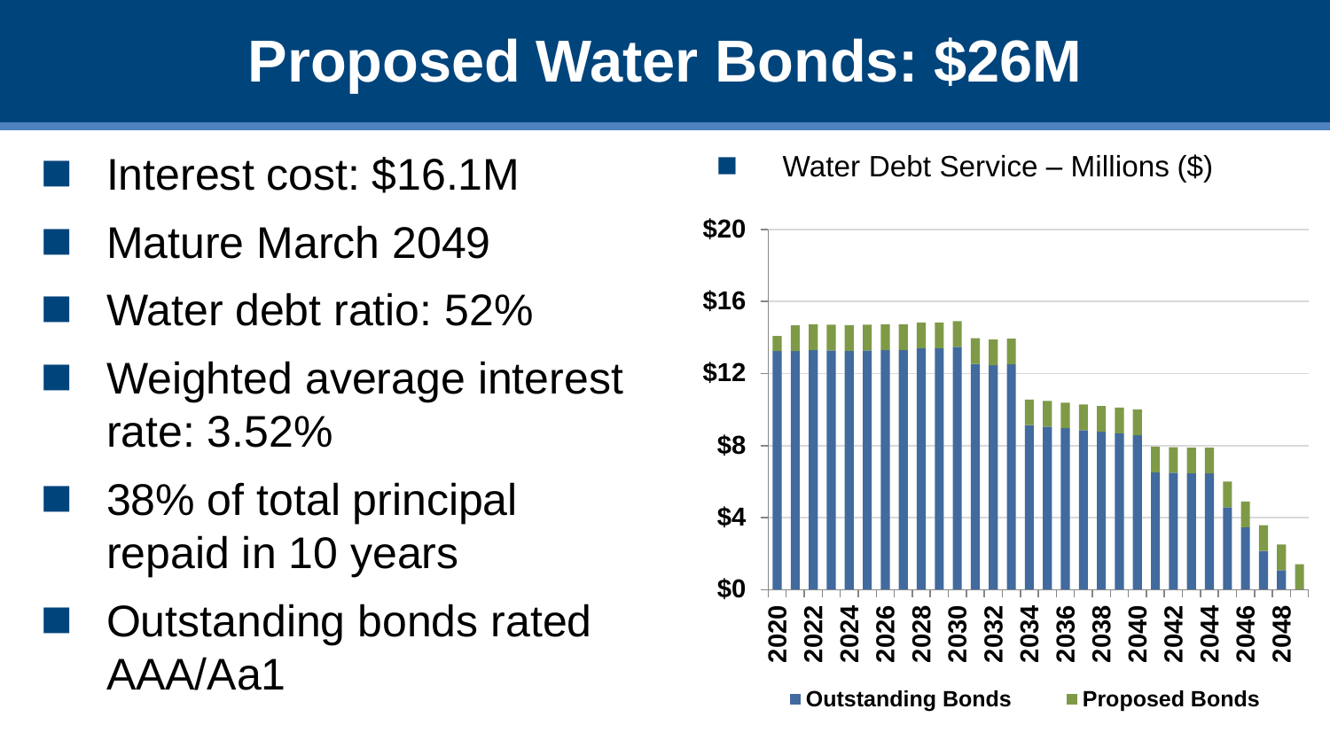# Proposed Water Bonds: $26M

- Interest cost: $16.1M
- Mature March 2049
- Water debt ratio: 52%
- Weighted average interest rate: 3.52%
- 38% of total principal repaid in 10 years
- Outstanding bonds rated AAA/Aa1

- Water Debt Service – Millions ($)

$20
$16
$12
$8
$4
$0

2020 2022 2024 2026 2028 2030 2032 2034 2036 2038 2040 2042 2044 2046 2048

Outstanding Bonds    Proposed Bonds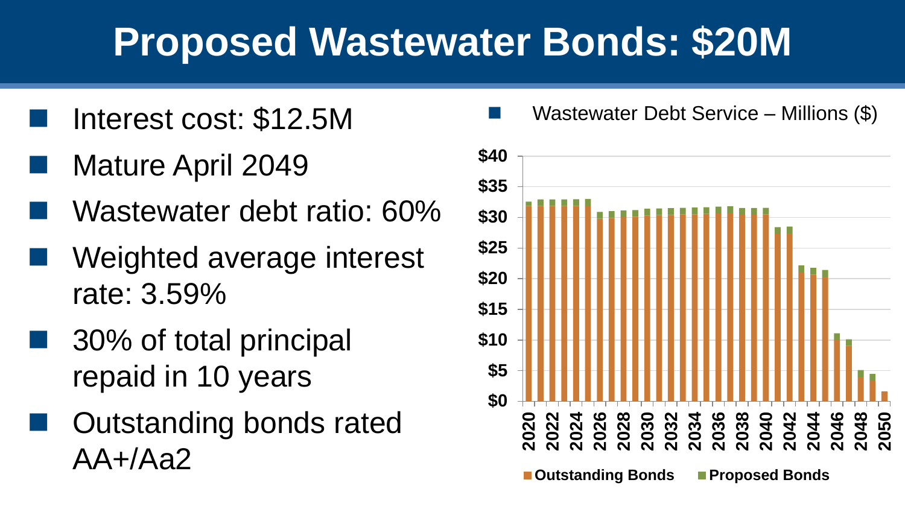# Proposed Wastewater Bonds: $20M

- Interest cost: $12.5M
- Mature April 2049
- Wastewater debt ratio: 60%
- Weighted average interest rate: 3.59%
- 30% of total principal repaid in 10 years
- Outstanding bonds rated AA+/Aa2

- Wastewater Debt Service – Millions ($)

Outstanding Bonds | Proposed Bonds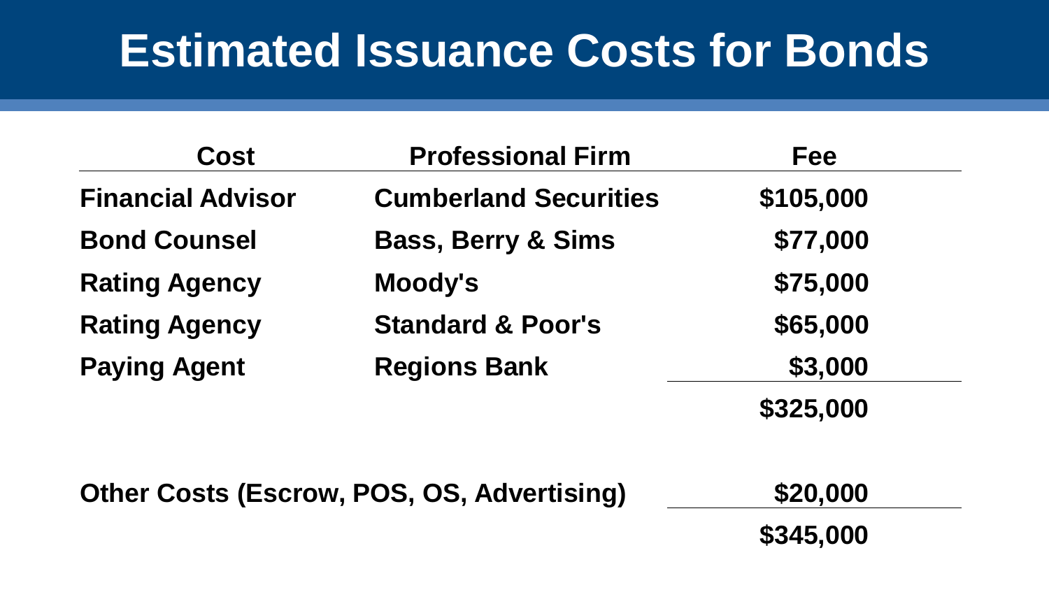# Estimated Issuance Costs for Bonds

| Cost | Professional Firm | Fee |
|---|---|---|
| **Financial Advisor** | **Cumberland Securities** | **$105,000** |
| **Bond Counsel** | **Bass, Berry & Sims** | **$77,000** |
| **Rating Agency** | **Moody's** | **$75,000** |
| **Rating Agency** | **Standard & Poor's** | **$65,000** |
| **Paying Agent** | **Regions Bank** | **$3,000** |
| | | **$325,000** |
| **Other Costs (Escrow, POS, OS, Advertising)** | | **$20,000** |
| | | **$345,000** |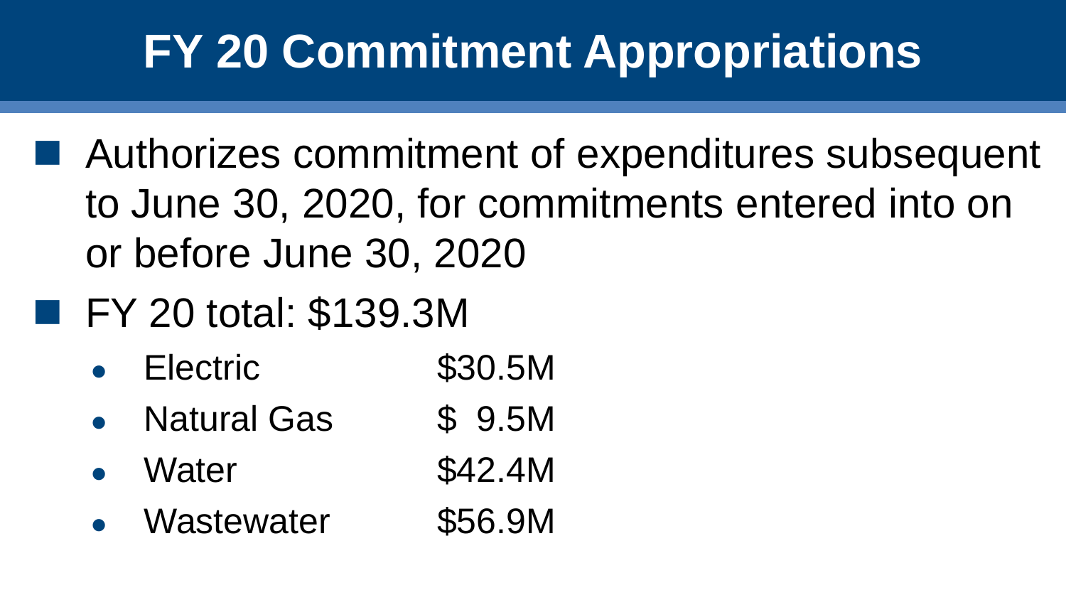# FY 20 Commitment Appropriations

- Authorizes commitment of expenditures subsequent to June 30, 2020, for commitments entered into on or before June 30, 2020
- FY 20 total: $139.3M
  - Electric $30.5M
  - Natural Gas $ 9.5M
  - Water $42.4M
  - Wastewater $56.9M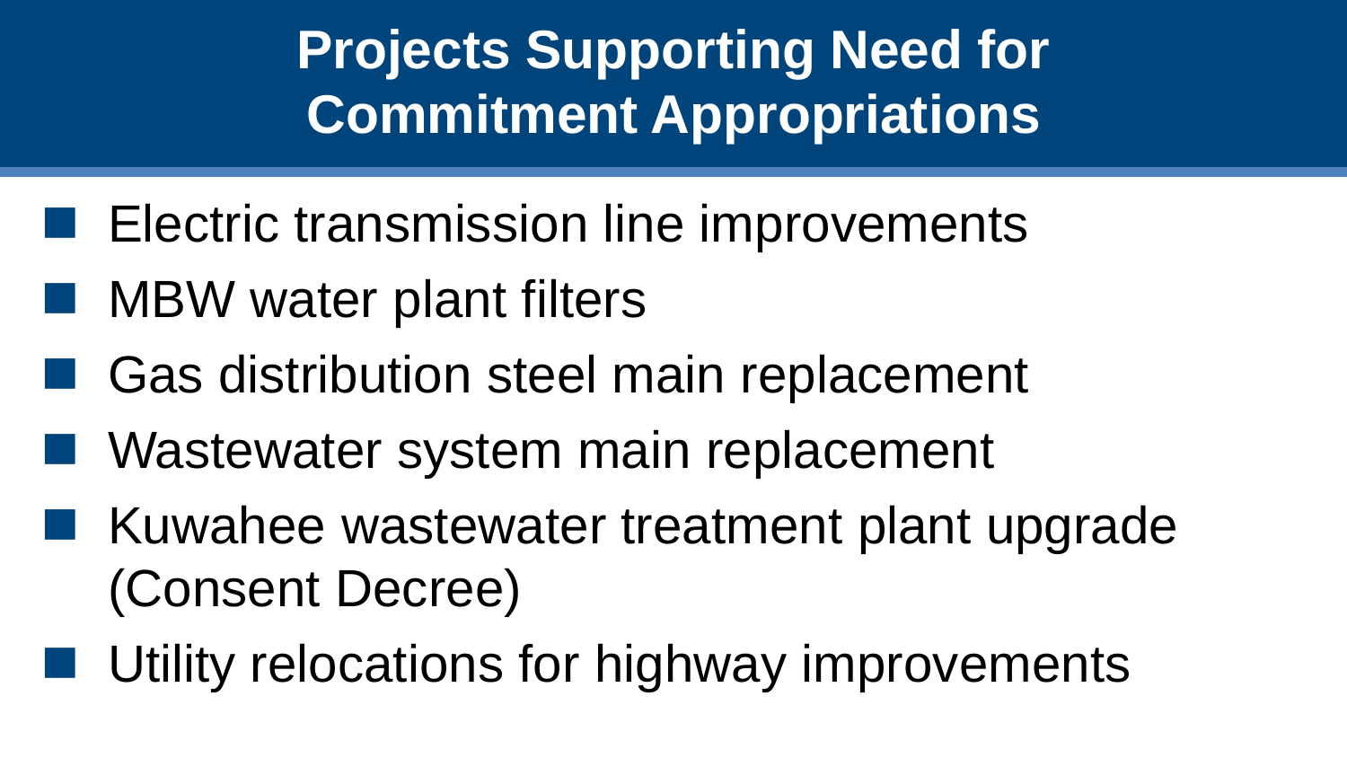# Projects Supporting Need for Commitment Appropriations

- Electric transmission line improvements
- MBW water plant filters
- Gas distribution steel main replacement
- Wastewater system main replacement
- Kuwahee wastewater treatment plant upgrade (Consent Decree)
- Utility relocations for highway improvements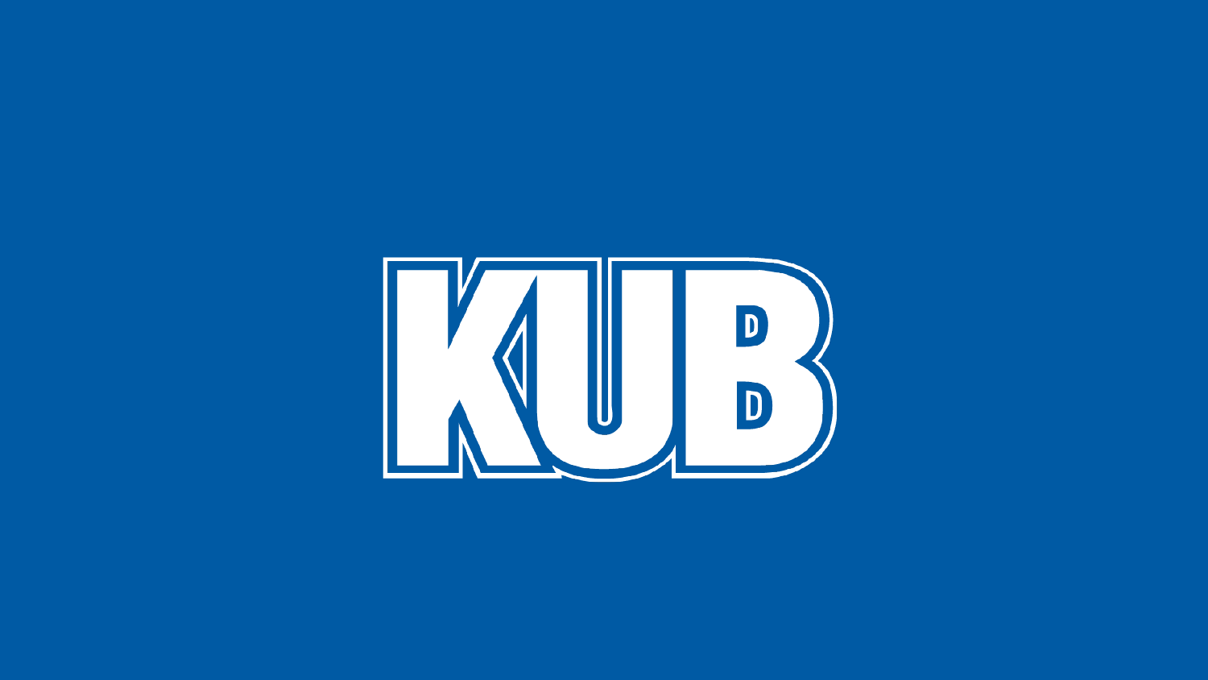KUB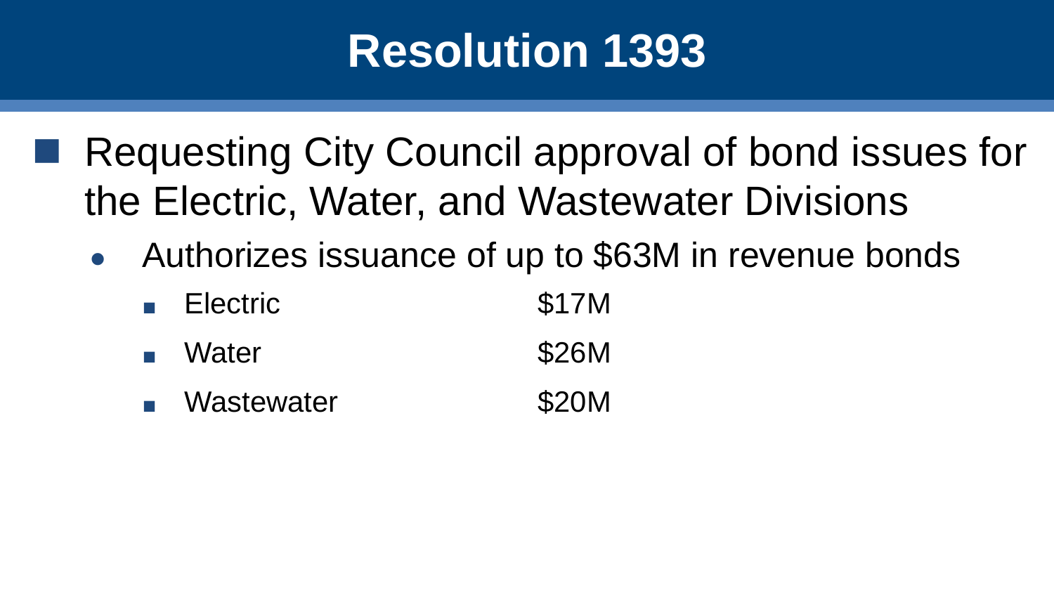# Resolution 1393

- Requesting City Council approval of bond issues for the Electric, Water, and Wastewater Divisions
  - Authorizes issuance of up to $63M in revenue bonds
    - Electric $17M
    - Water $26M
    - Wastewater $20M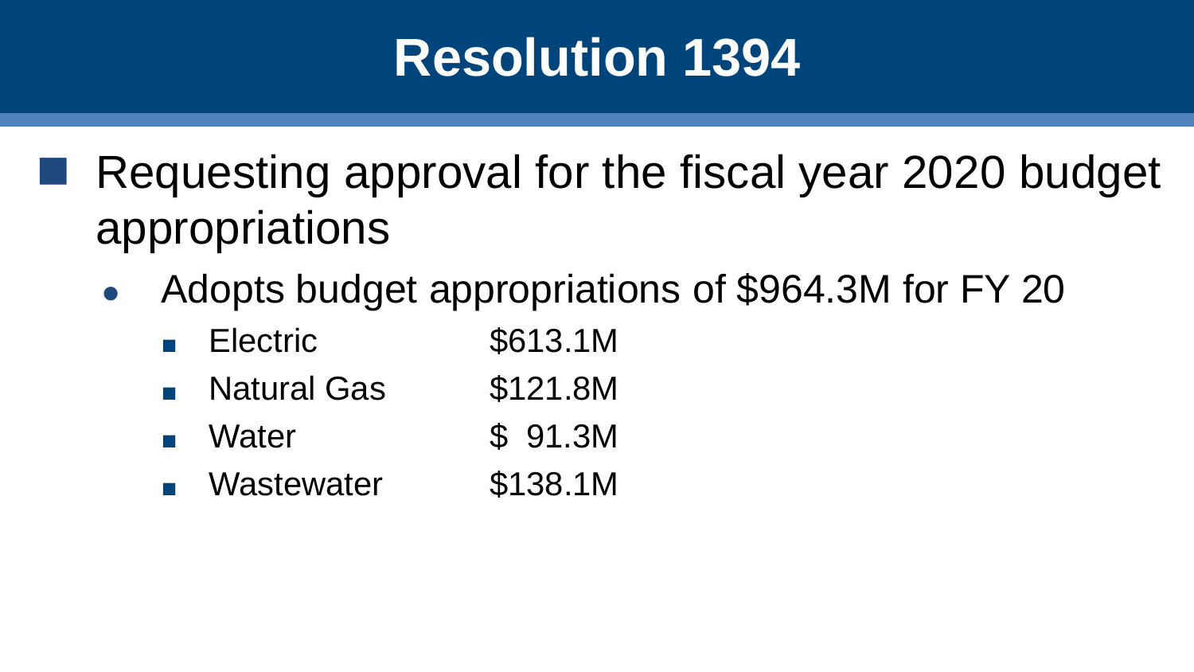# Resolution 1394

- Requesting approval for the fiscal year 2020 budget appropriations
  - Adopts budget appropriations of $964.3M for FY 20
    - Electric $613.1M
    - Natural Gas $121.8M
    - Water $ 91.3M
    - Wastewater $138.1M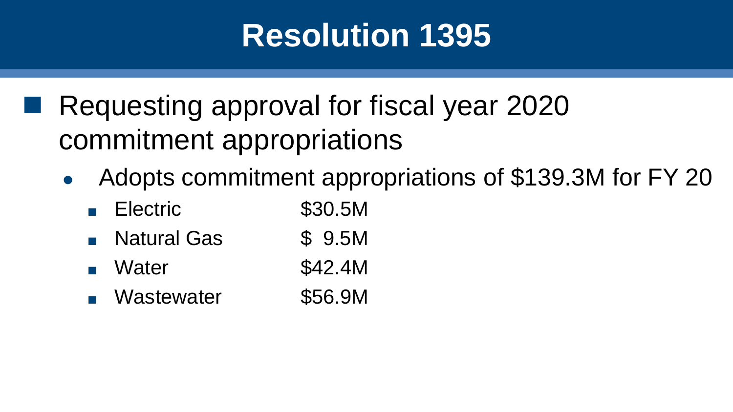# Resolution 1395

- Requesting approval for fiscal year 2020 commitment appropriations
  - Adopts commitment appropriations of $139.3M for FY 20
    - Electric $30.5M
    - Natural Gas $ 9.5M
    - Water $42.4M
    - Wastewater $56.9M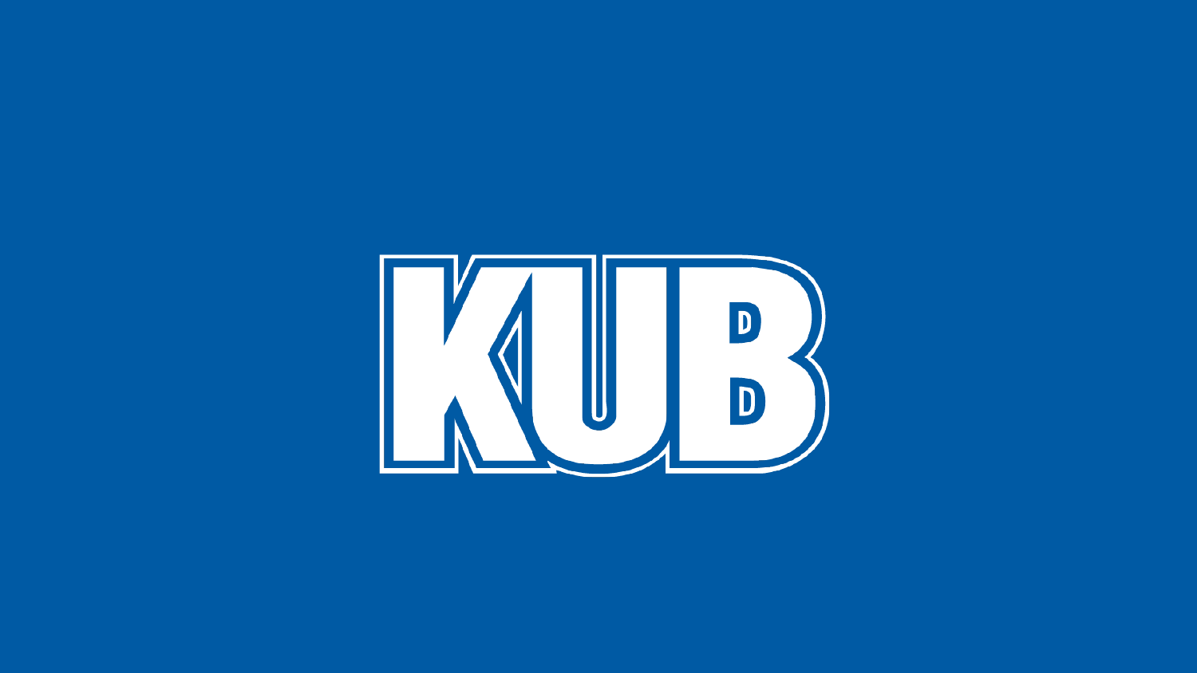KUB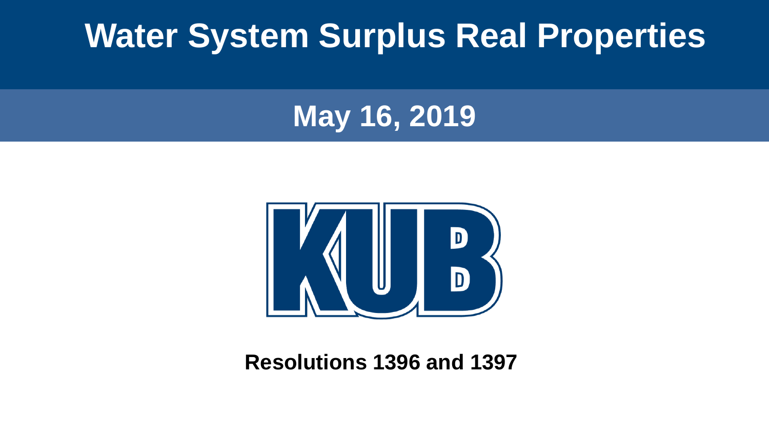# Water System Surplus Real Properties

## May 16, 2019

**Resolutions 1396 and 1397**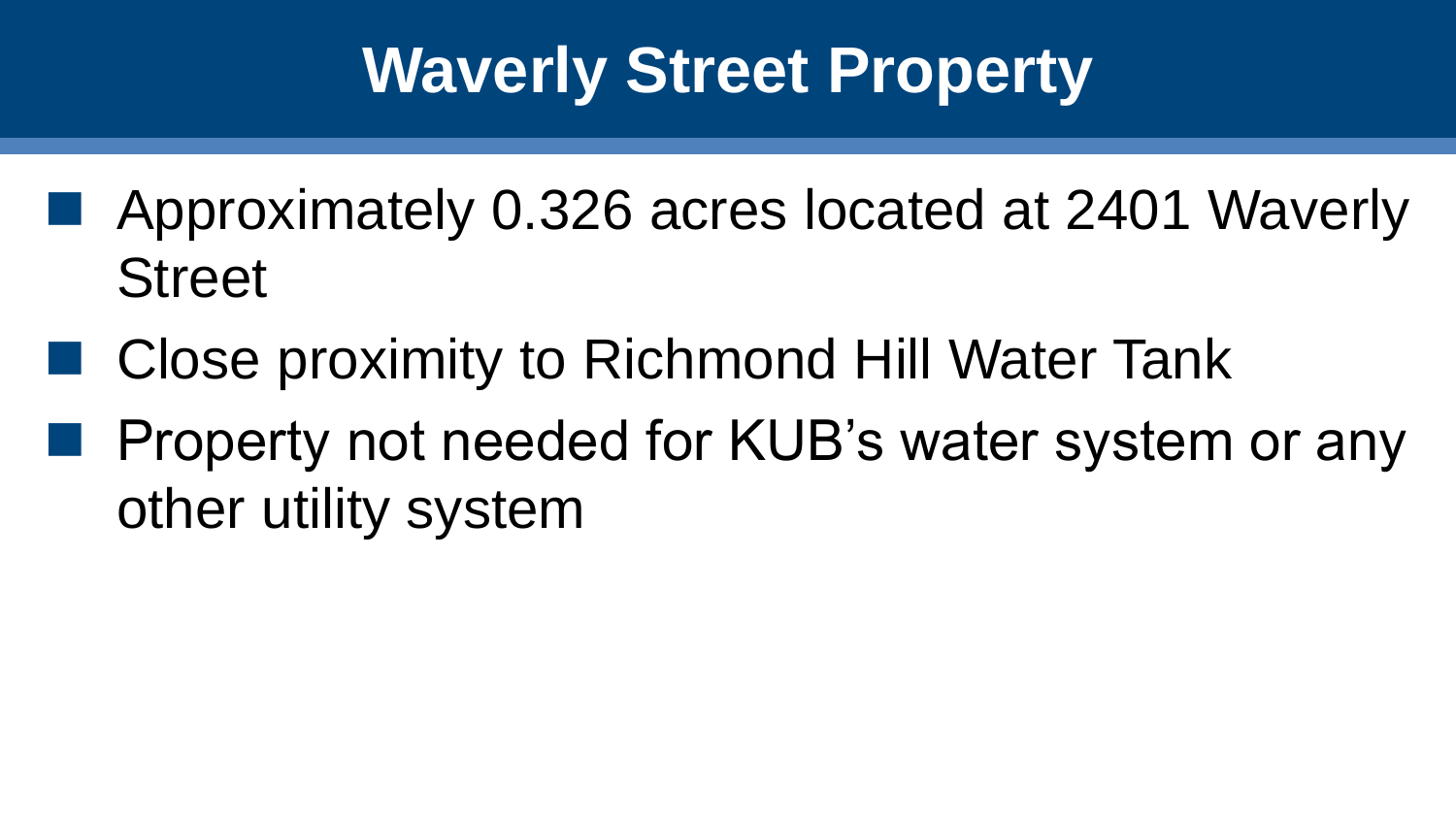# Waverly Street Property

- Approximately 0.326 acres located at 2401 Waverly Street
- Close proximity to Richmond Hill Water Tank
- Property not needed for KUB's water system or any other utility system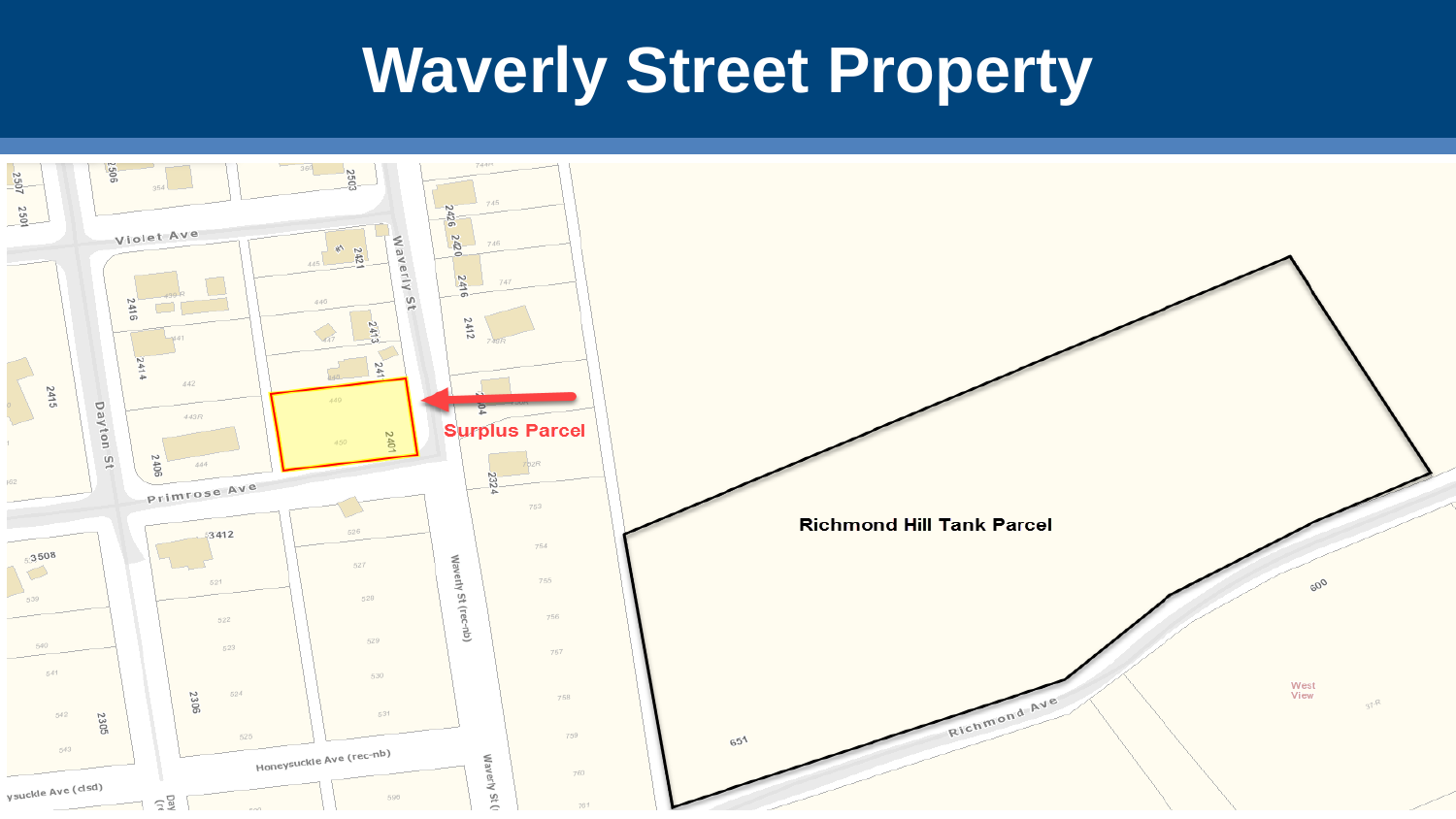# Waverly Street Property

Surplus Parcel

Richmond Hill Tank Parcel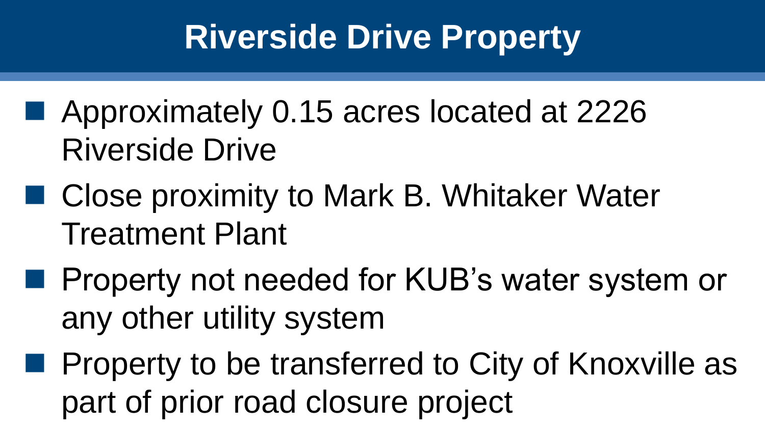# Riverside Drive Property

- Approximately 0.15 acres located at 2226 Riverside Drive
- Close proximity to Mark B. Whitaker Water Treatment Plant
- Property not needed for KUB's water system or any other utility system
- Property to be transferred to City of Knoxville as part of prior road closure project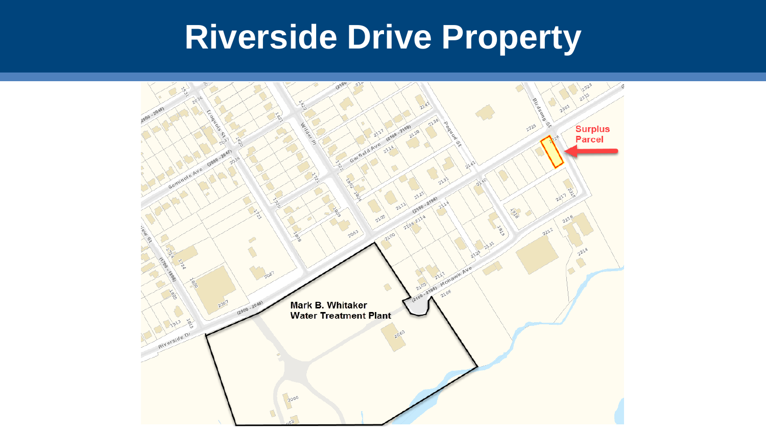# Riverside Drive Property

Surplus Parcel

Mark B. Whitaker Water Treatment Plant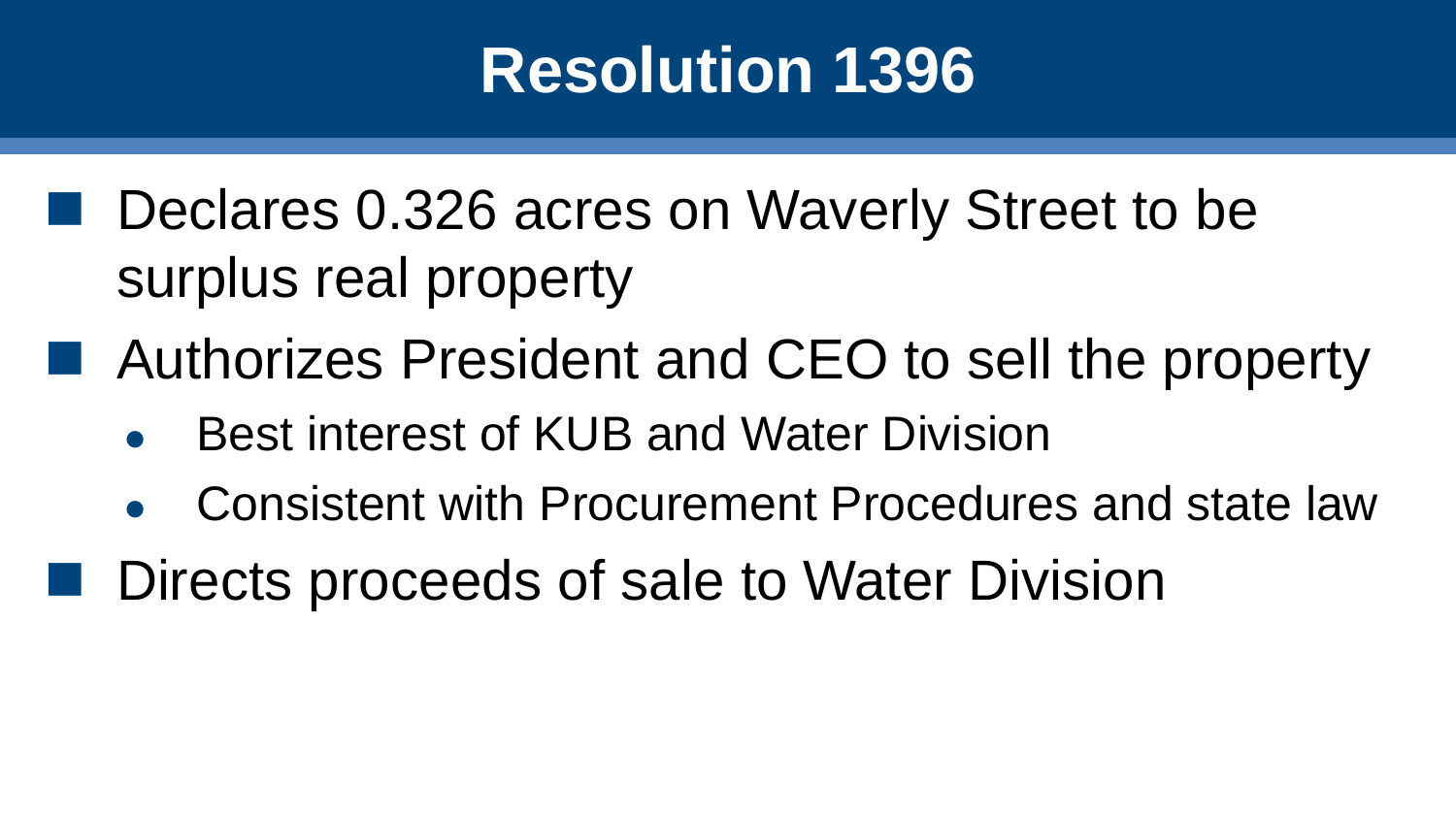# Resolution 1396

- Declares 0.326 acres on Waverly Street to be surplus real property
- Authorizes President and CEO to sell the property
  - Best interest of KUB and Water Division
  - Consistent with Procurement Procedures and state law
- Directs proceeds of sale to Water Division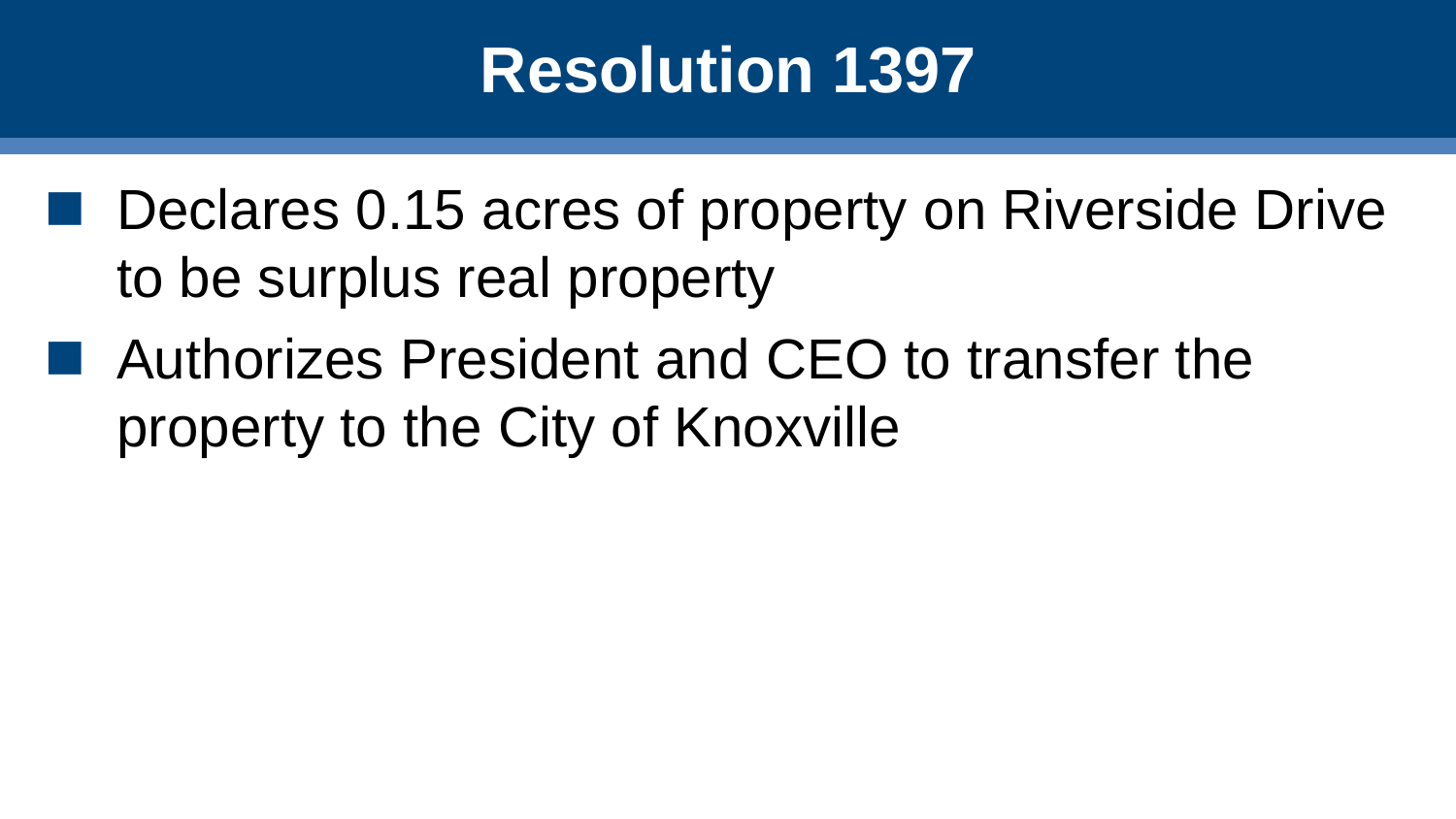# Resolution 1397

- Declares 0.15 acres of property on Riverside Drive to be surplus real property
- Authorizes President and CEO to transfer the property to the City of Knoxville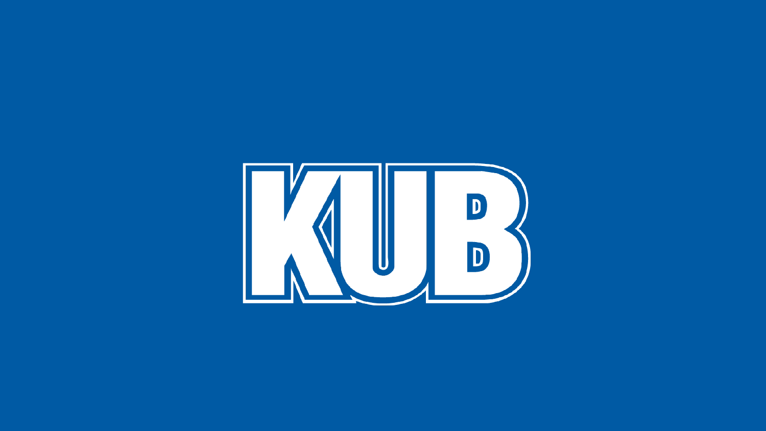KUB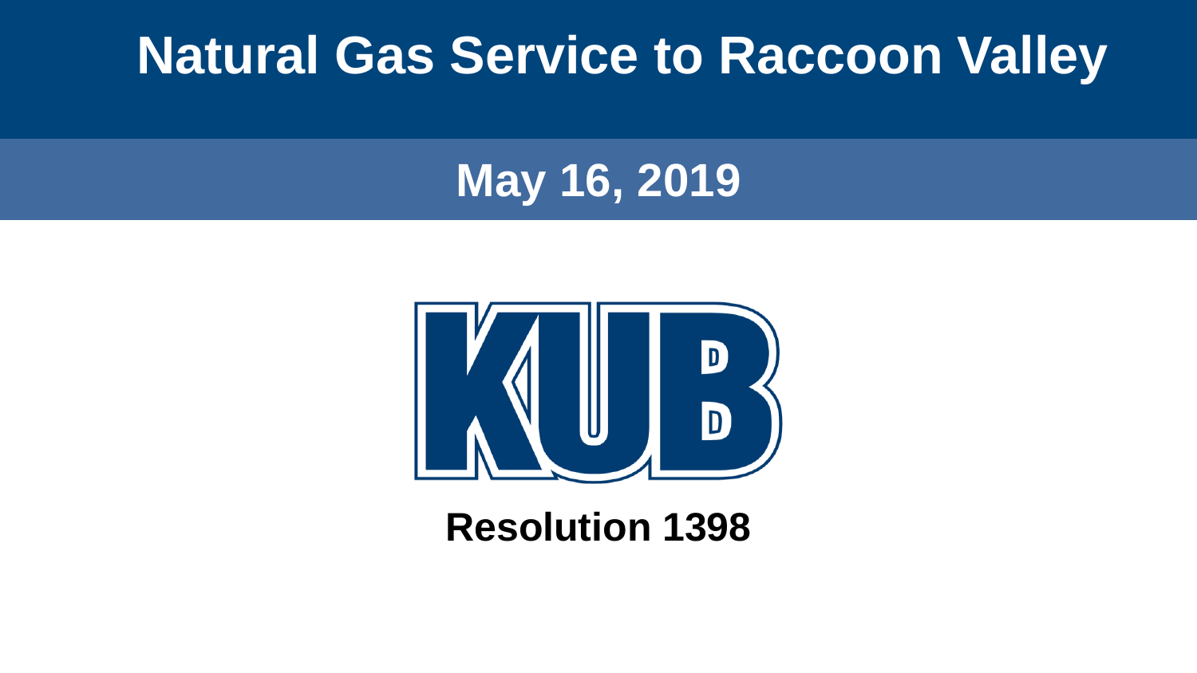# Natural Gas Service to Raccoon Valley

## May 16, 2019

**Resolution 1398**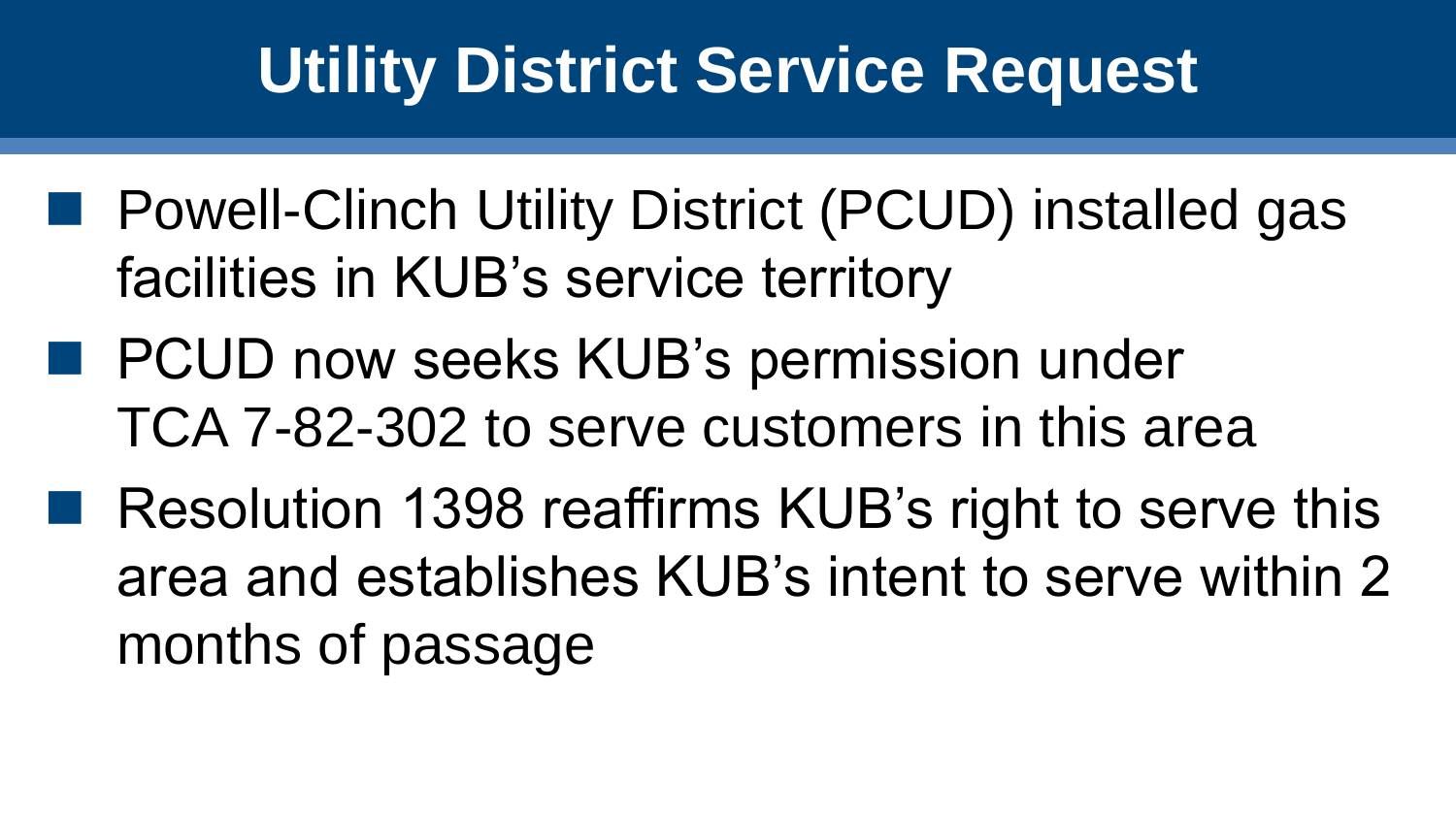# Utility District Service Request

- Powell-Clinch Utility District (PCUD) installed gas facilities in KUB's service territory
- PCUD now seeks KUB's permission under TCA 7-82-302 to serve customers in this area
- Resolution 1398 reaffirms KUB's right to serve this area and establishes KUB's intent to serve within 2 months of passage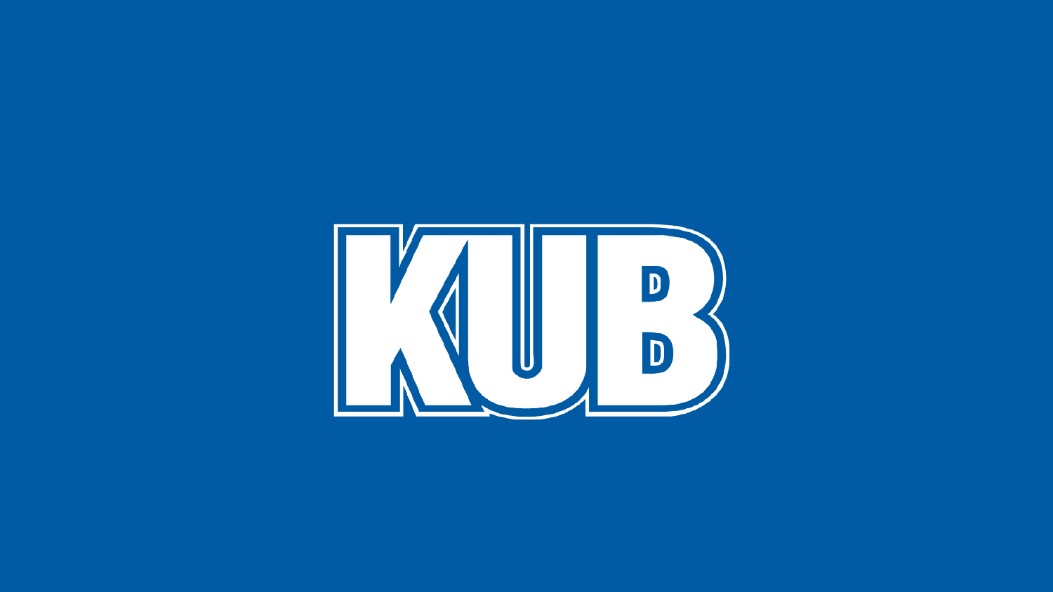KUB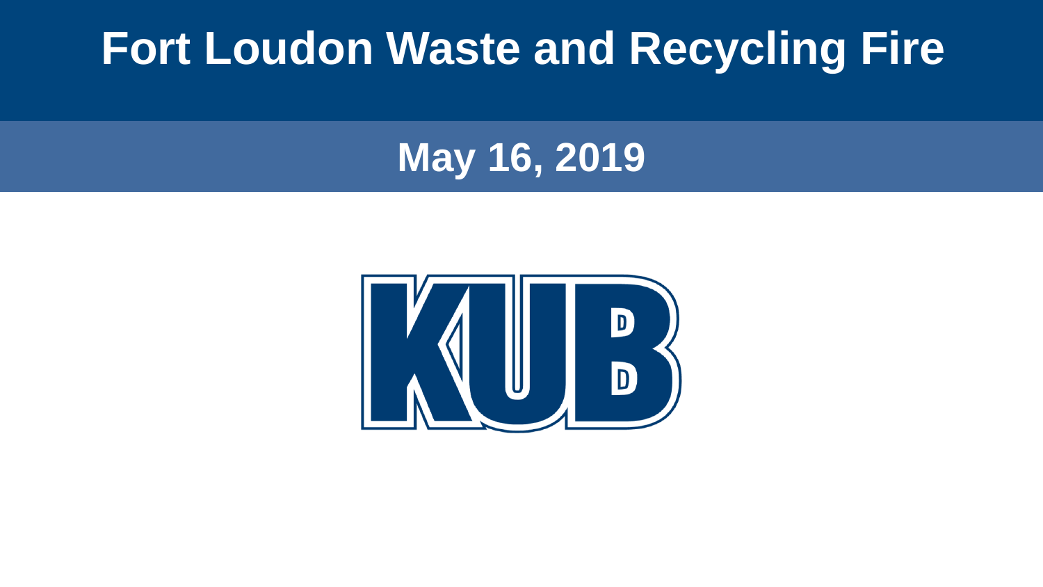# Fort Loudon Waste and Recycling Fire

## May 16, 2019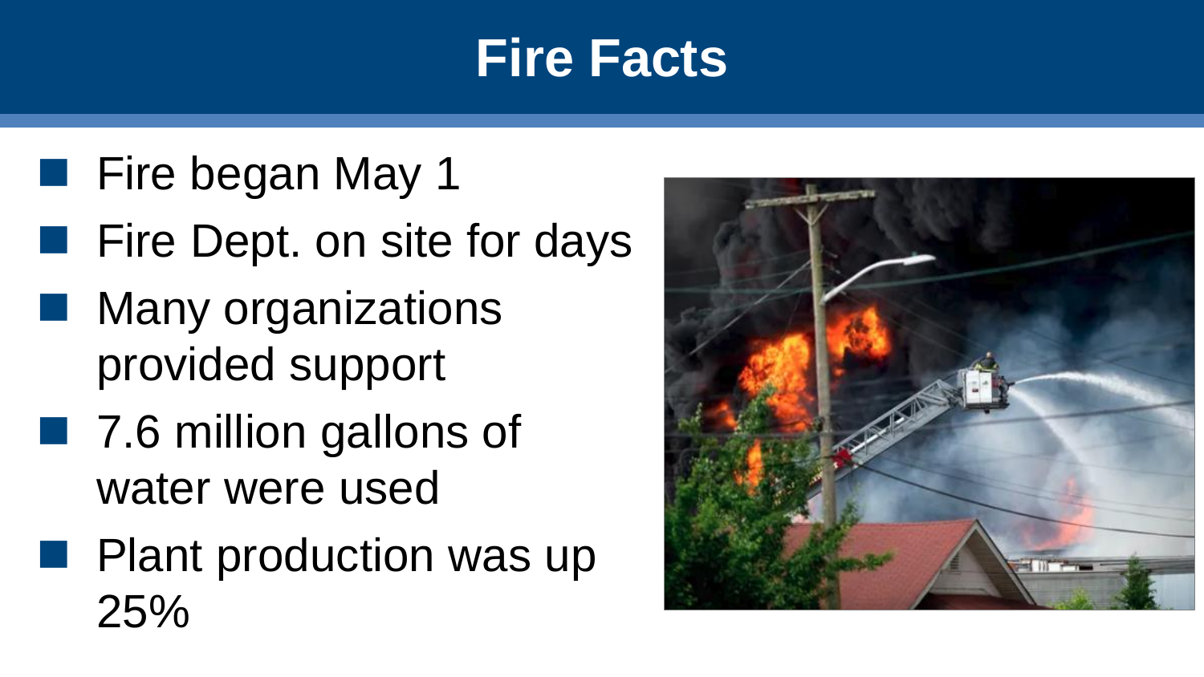# Fire Facts

- Fire began May 1
- Fire Dept. on site for days
- Many organizations provided support
- 7.6 million gallons of water were used
- Plant production was up 25%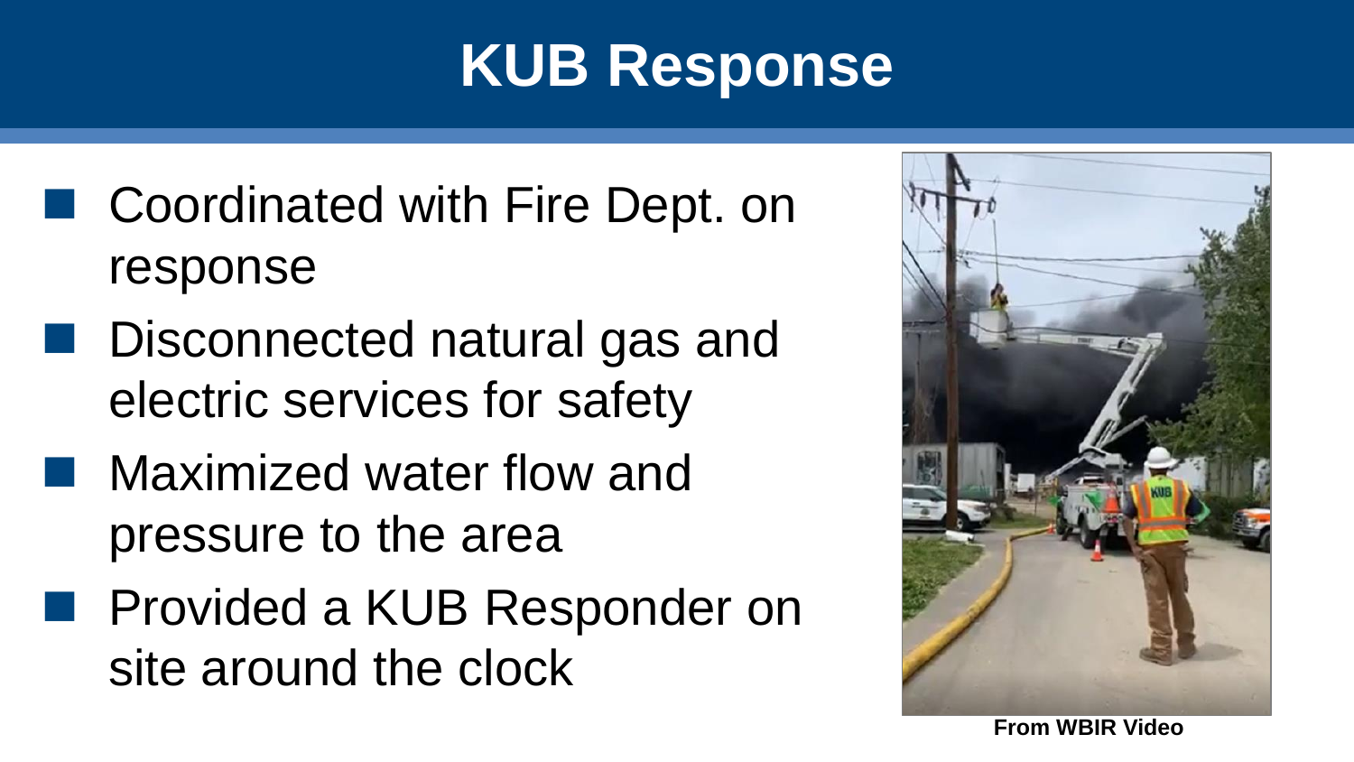# KUB Response

- Coordinated with Fire Dept. on response
- Disconnected natural gas and electric services for safety
- Maximized water flow and pressure to the area
- Provided a KUB Responder on site around the clock

**From WBIR Video**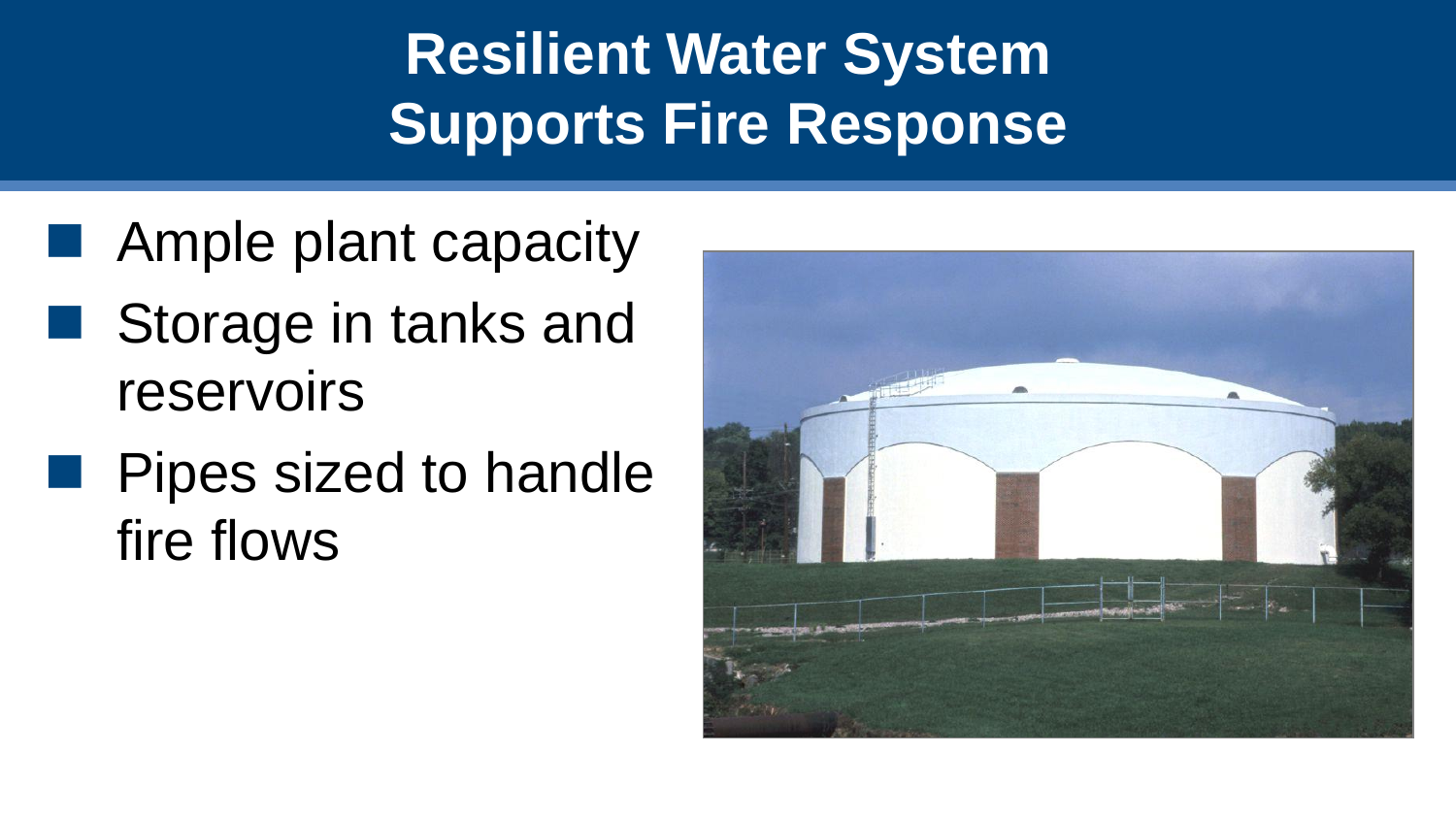# Resilient Water System Supports Fire Response

- Ample plant capacity
- Storage in tanks and reservoirs
- Pipes sized to handle fire flows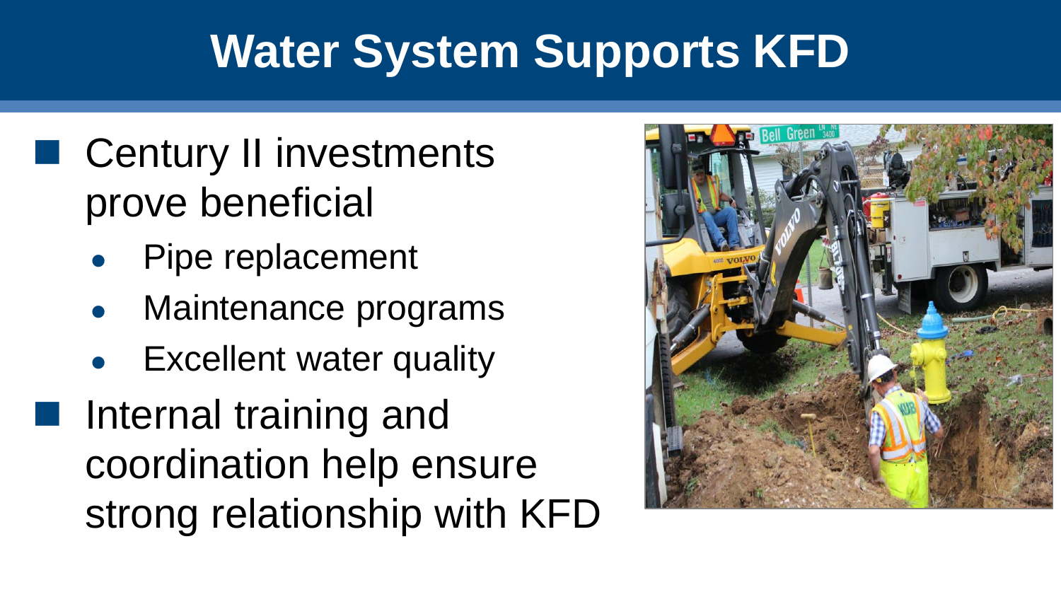# Water System Supports KFD

- Century II investments prove beneficial
  - Pipe replacement
  - Maintenance programs
  - Excellent water quality
- Internal training and coordination help ensure strong relationship with KFD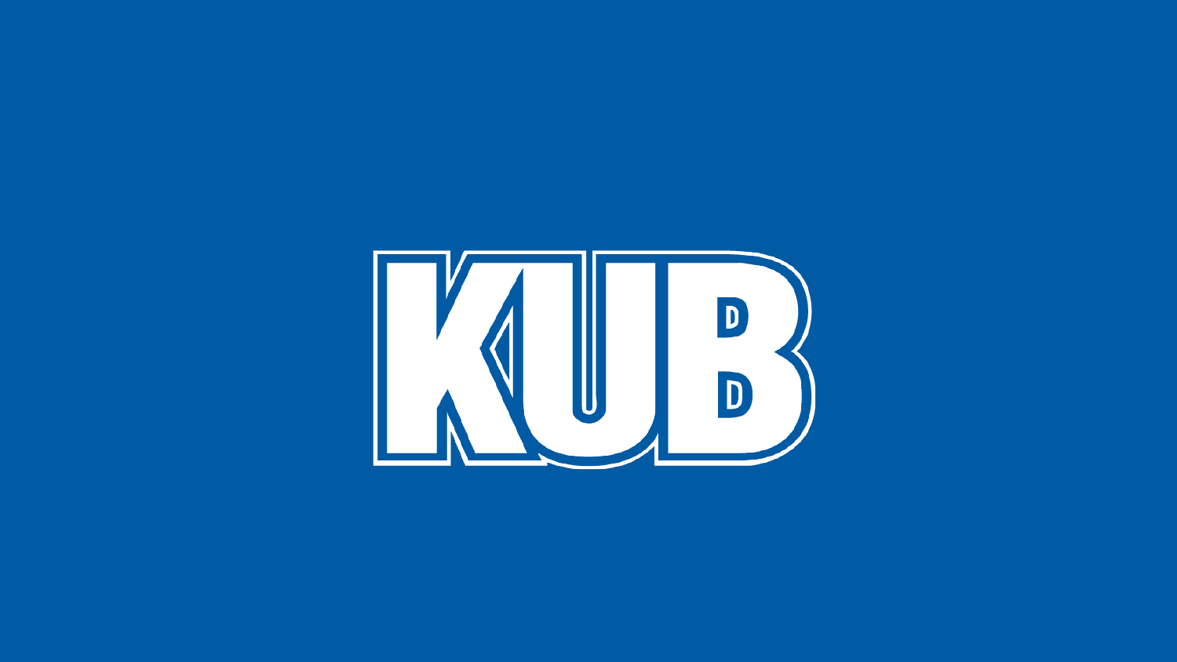KUB